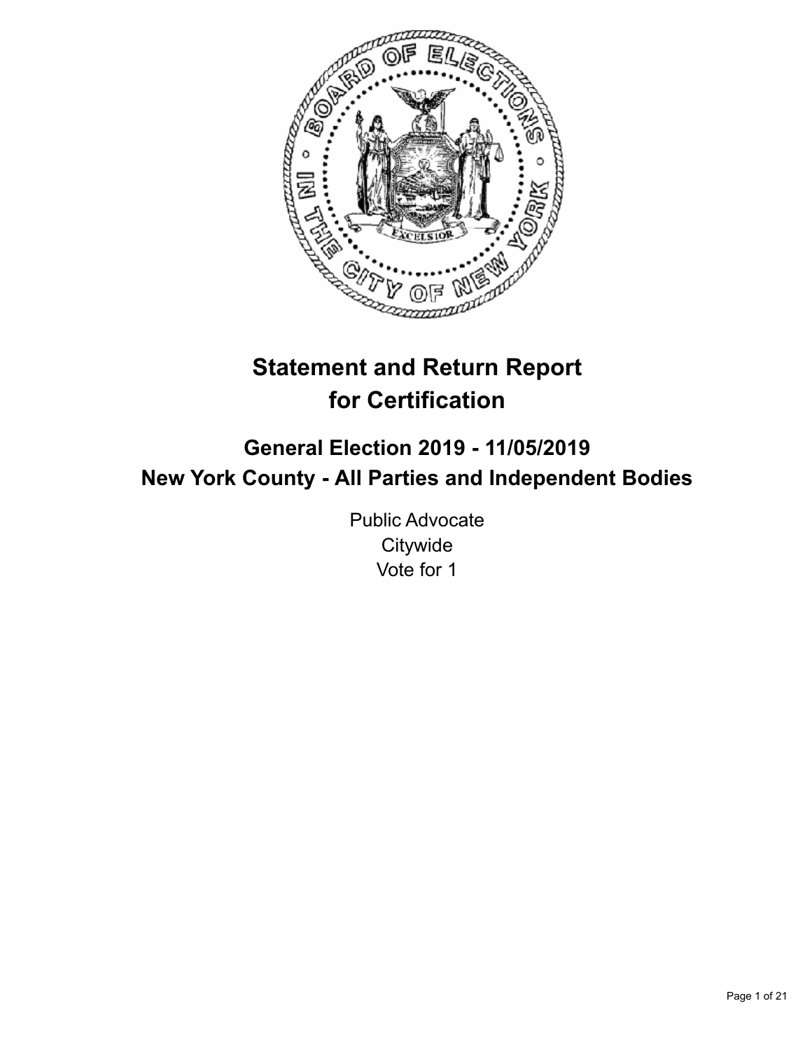# Statement and Return Report for Certification

## General Election 2019 - 11/05/2019
## New York County - All Parties and Independent Bodies

Public Advocate
Citywide
Vote for 1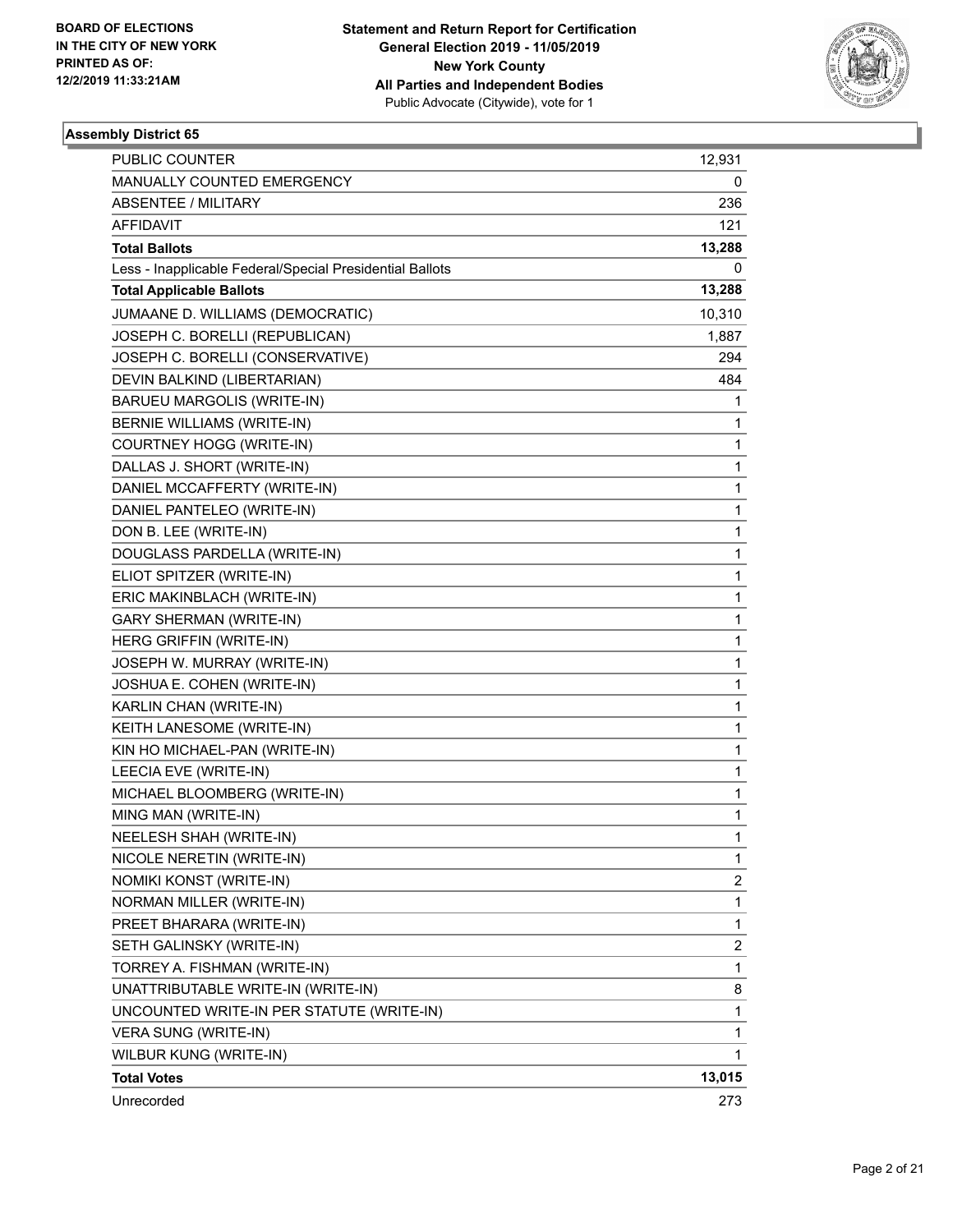BOARD OF ELECTIONS
IN THE CITY OF NEW YORK
PRINTED AS OF:
12/2/2019 11:33:21AM

**Statement and Return Report for Certification**
**General Election 2019 - 11/05/2019**
**New York County**
**All Parties and Independent Bodies**
Public Advocate (Citywide), vote for 1

### Assembly District 65

| | |
|---|---|
| PUBLIC COUNTER | 12,931 |
| MANUALLY COUNTED EMERGENCY | 0 |
| ABSENTEE / MILITARY | 236 |
| AFFIDAVIT | 121 |
| **Total Ballots** | **13,288** |
| Less - Inapplicable Federal/Special Presidential Ballots | 0 |
| **Total Applicable Ballots** | **13,288** |
| JUMAANE D. WILLIAMS (DEMOCRATIC) | 10,310 |
| JOSEPH C. BORELLI (REPUBLICAN) | 1,887 |
| JOSEPH C. BORELLI (CONSERVATIVE) | 294 |
| DEVIN BALKIND (LIBERTARIAN) | 484 |
| BARUEU MARGOLIS (WRITE-IN) | 1 |
| BERNIE WILLIAMS (WRITE-IN) | 1 |
| COURTNEY HOGG (WRITE-IN) | 1 |
| DALLAS J. SHORT (WRITE-IN) | 1 |
| DANIEL MCCAFFERTY (WRITE-IN) | 1 |
| DANIEL PANTELEO (WRITE-IN) | 1 |
| DON B. LEE (WRITE-IN) | 1 |
| DOUGLASS PARDELLA (WRITE-IN) | 1 |
| ELIOT SPITZER (WRITE-IN) | 1 |
| ERIC MAKINBLACH (WRITE-IN) | 1 |
| GARY SHERMAN (WRITE-IN) | 1 |
| HERG GRIFFIN (WRITE-IN) | 1 |
| JOSEPH W. MURRAY (WRITE-IN) | 1 |
| JOSHUA E. COHEN (WRITE-IN) | 1 |
| KARLIN CHAN (WRITE-IN) | 1 |
| KEITH LANESOME (WRITE-IN) | 1 |
| KIN HO MICHAEL-PAN (WRITE-IN) | 1 |
| LEECIA EVE (WRITE-IN) | 1 |
| MICHAEL BLOOMBERG (WRITE-IN) | 1 |
| MING MAN (WRITE-IN) | 1 |
| NEELESH SHAH (WRITE-IN) | 1 |
| NICOLE NERETIN (WRITE-IN) | 1 |
| NOMIKI KONST (WRITE-IN) | 2 |
| NORMAN MILLER (WRITE-IN) | 1 |
| PREET BHARARA (WRITE-IN) | 1 |
| SETH GALINSKY (WRITE-IN) | 2 |
| TORREY A. FISHMAN (WRITE-IN) | 1 |
| UNATTRIBUTABLE WRITE-IN (WRITE-IN) | 8 |
| UNCOUNTED WRITE-IN PER STATUTE (WRITE-IN) | 1 |
| VERA SUNG (WRITE-IN) | 1 |
| WILBUR KUNG (WRITE-IN) | 1 |
| **Total Votes** | **13,015** |
| Unrecorded | 273 |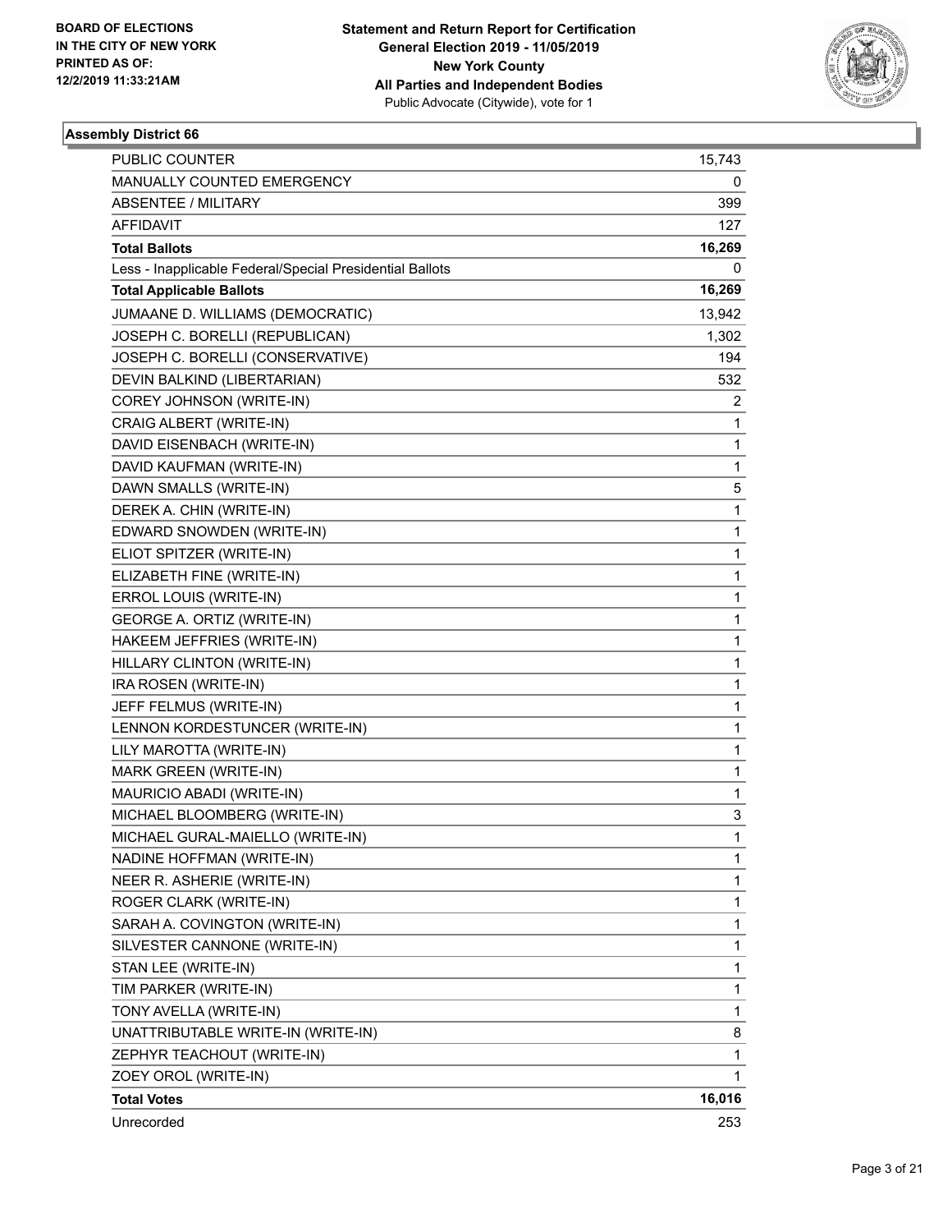BOARD OF ELECTIONS
IN THE CITY OF NEW YORK
PRINTED AS OF:
12/2/2019 11:33:21AM

**Statement and Return Report for Certification**
**General Election 2019 - 11/05/2019**
**New York County**
**All Parties and Independent Bodies**
Public Advocate (Citywide), vote for 1

## Assembly District 66

| | |
|---|---|
| PUBLIC COUNTER | 15,743 |
| MANUALLY COUNTED EMERGENCY | 0 |
| ABSENTEE / MILITARY | 399 |
| AFFIDAVIT | 127 |
| **Total Ballots** | **16,269** |
| Less - Inapplicable Federal/Special Presidential Ballots | 0 |
| **Total Applicable Ballots** | **16,269** |
| JUMAANE D. WILLIAMS (DEMOCRATIC) | 13,942 |
| JOSEPH C. BORELLI (REPUBLICAN) | 1,302 |
| JOSEPH C. BORELLI (CONSERVATIVE) | 194 |
| DEVIN BALKIND (LIBERTARIAN) | 532 |
| COREY JOHNSON (WRITE-IN) | 2 |
| CRAIG ALBERT (WRITE-IN) | 1 |
| DAVID EISENBACH (WRITE-IN) | 1 |
| DAVID KAUFMAN (WRITE-IN) | 1 |
| DAWN SMALLS (WRITE-IN) | 5 |
| DEREK A. CHIN (WRITE-IN) | 1 |
| EDWARD SNOWDEN (WRITE-IN) | 1 |
| ELIOT SPITZER (WRITE-IN) | 1 |
| ELIZABETH FINE (WRITE-IN) | 1 |
| ERROL LOUIS (WRITE-IN) | 1 |
| GEORGE A. ORTIZ (WRITE-IN) | 1 |
| HAKEEM JEFFRIES (WRITE-IN) | 1 |
| HILLARY CLINTON (WRITE-IN) | 1 |
| IRA ROSEN (WRITE-IN) | 1 |
| JEFF FELMUS (WRITE-IN) | 1 |
| LENNON KORDESTUNCER (WRITE-IN) | 1 |
| LILY MAROTTA (WRITE-IN) | 1 |
| MARK GREEN (WRITE-IN) | 1 |
| MAURICIO ABADI (WRITE-IN) | 1 |
| MICHAEL BLOOMBERG (WRITE-IN) | 3 |
| MICHAEL GURAL-MAIELLO (WRITE-IN) | 1 |
| NADINE HOFFMAN (WRITE-IN) | 1 |
| NEER R. ASHERIE (WRITE-IN) | 1 |
| ROGER CLARK (WRITE-IN) | 1 |
| SARAH A. COVINGTON (WRITE-IN) | 1 |
| SILVESTER CANNONE (WRITE-IN) | 1 |
| STAN LEE (WRITE-IN) | 1 |
| TIM PARKER (WRITE-IN) | 1 |
| TONY AVELLA (WRITE-IN) | 1 |
| UNATTRIBUTABLE WRITE-IN (WRITE-IN) | 8 |
| ZEPHYR TEACHOUT (WRITE-IN) | 1 |
| ZOEY OROL (WRITE-IN) | 1 |
| **Total Votes** | **16,016** |
| Unrecorded | 253 |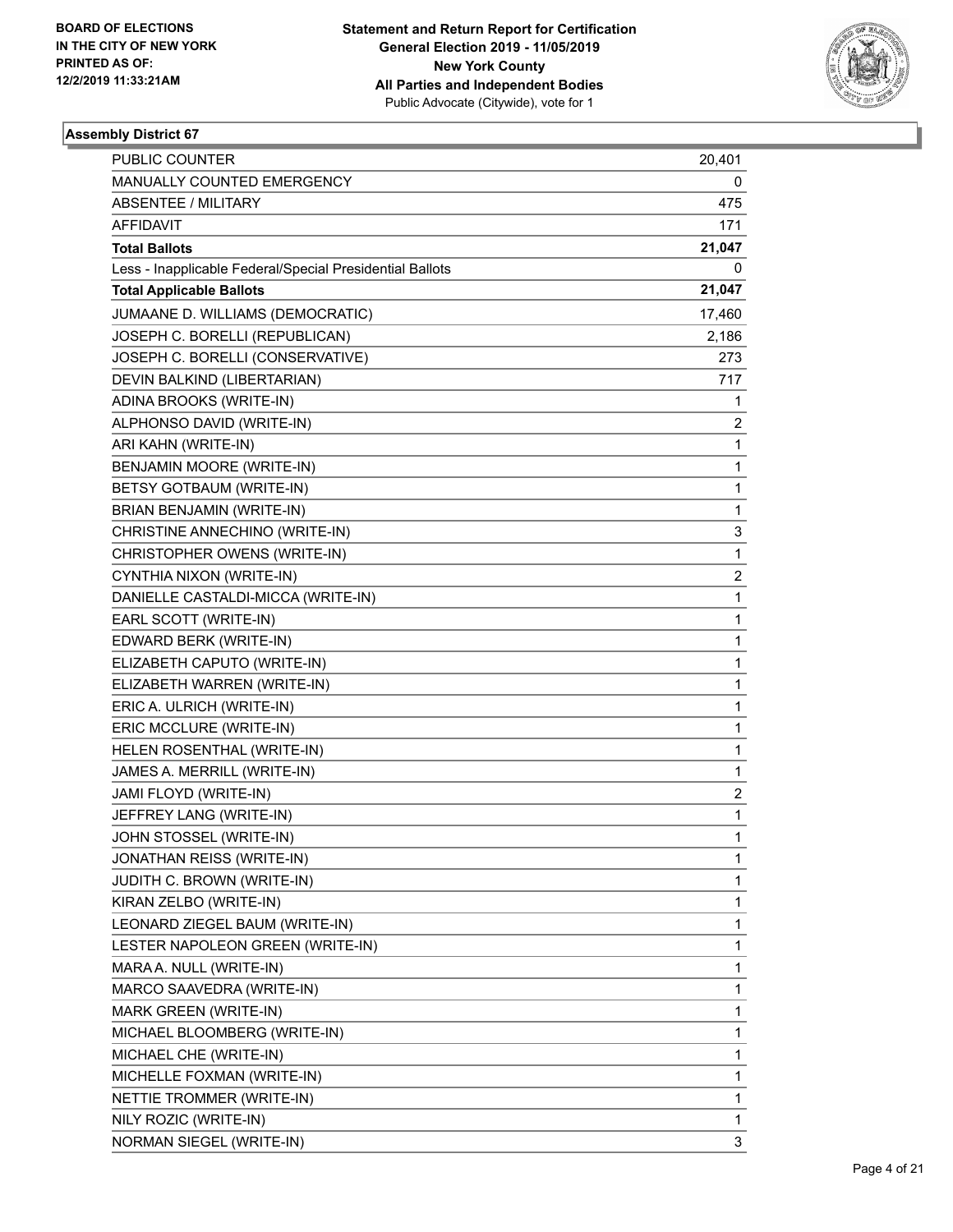BOARD OF ELECTIONS
IN THE CITY OF NEW YORK
PRINTED AS OF:
12/2/2019 11:33:21AM

**Statement and Return Report for Certification**
**General Election 2019 - 11/05/2019**
**New York County**
**All Parties and Independent Bodies**
Public Advocate (Citywide), vote for 1

### Assembly District 67

| | |
|---|---|
| PUBLIC COUNTER | 20,401 |
| MANUALLY COUNTED EMERGENCY | 0 |
| ABSENTEE / MILITARY | 475 |
| AFFIDAVIT | 171 |
| **Total Ballots** | **21,047** |
| Less - Inapplicable Federal/Special Presidential Ballots | 0 |
| **Total Applicable Ballots** | **21,047** |
| JUMAANE D. WILLIAMS (DEMOCRATIC) | 17,460 |
| JOSEPH C. BORELLI (REPUBLICAN) | 2,186 |
| JOSEPH C. BORELLI (CONSERVATIVE) | 273 |
| DEVIN BALKIND (LIBERTARIAN) | 717 |
| ADINA BROOKS (WRITE-IN) | 1 |
| ALPHONSO DAVID (WRITE-IN) | 2 |
| ARI KAHN (WRITE-IN) | 1 |
| BENJAMIN MOORE (WRITE-IN) | 1 |
| BETSY GOTBAUM (WRITE-IN) | 1 |
| BRIAN BENJAMIN (WRITE-IN) | 1 |
| CHRISTINE ANNECHINO (WRITE-IN) | 3 |
| CHRISTOPHER OWENS (WRITE-IN) | 1 |
| CYNTHIA NIXON (WRITE-IN) | 2 |
| DANIELLE CASTALDI-MICCA (WRITE-IN) | 1 |
| EARL SCOTT (WRITE-IN) | 1 |
| EDWARD BERK (WRITE-IN) | 1 |
| ELIZABETH CAPUTO (WRITE-IN) | 1 |
| ELIZABETH WARREN (WRITE-IN) | 1 |
| ERIC A. ULRICH (WRITE-IN) | 1 |
| ERIC MCCLURE (WRITE-IN) | 1 |
| HELEN ROSENTHAL (WRITE-IN) | 1 |
| JAMES A. MERRILL (WRITE-IN) | 1 |
| JAMI FLOYD (WRITE-IN) | 2 |
| JEFFREY LANG (WRITE-IN) | 1 |
| JOHN STOSSEL (WRITE-IN) | 1 |
| JONATHAN REISS (WRITE-IN) | 1 |
| JUDITH C. BROWN (WRITE-IN) | 1 |
| KIRAN ZELBO (WRITE-IN) | 1 |
| LEONARD ZIEGEL BAUM (WRITE-IN) | 1 |
| LESTER NAPOLEON GREEN (WRITE-IN) | 1 |
| MARA A. NULL (WRITE-IN) | 1 |
| MARCO SAAVEDRA (WRITE-IN) | 1 |
| MARK GREEN (WRITE-IN) | 1 |
| MICHAEL BLOOMBERG (WRITE-IN) | 1 |
| MICHAEL CHE (WRITE-IN) | 1 |
| MICHELLE FOXMAN (WRITE-IN) | 1 |
| NETTIE TROMMER (WRITE-IN) | 1 |
| NILY ROZIC (WRITE-IN) | 1 |
| NORMAN SIEGEL (WRITE-IN) | 3 |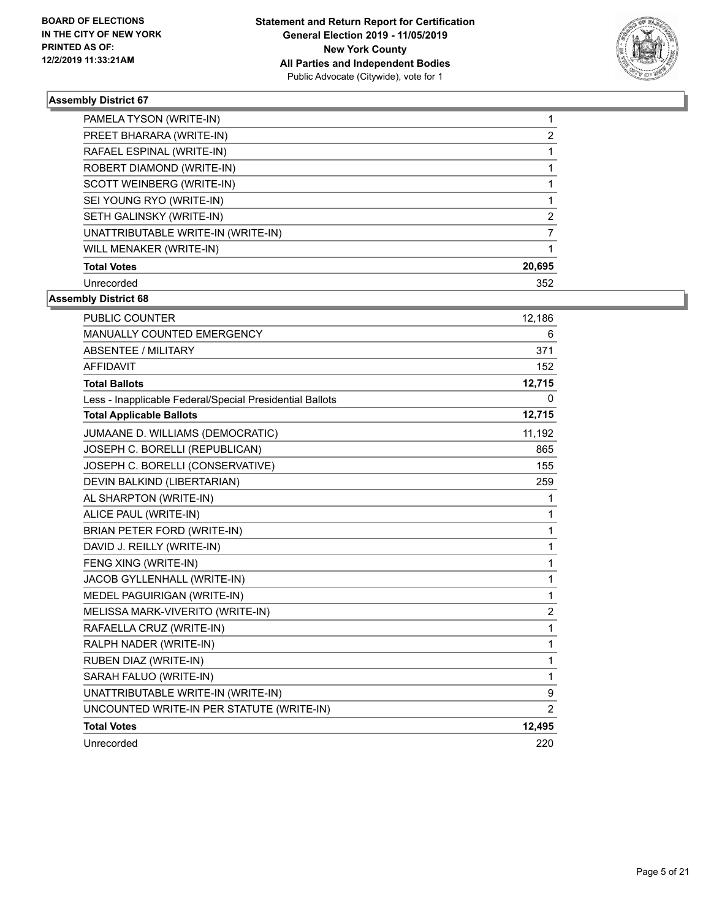### Assembly District 67

| | |
|---|---|
| PAMELA TYSON (WRITE-IN) | 1 |
| PREET BHARARA (WRITE-IN) | 2 |
| RAFAEL ESPINAL (WRITE-IN) | 1 |
| ROBERT DIAMOND (WRITE-IN) | 1 |
| SCOTT WEINBERG (WRITE-IN) | 1 |
| SEI YOUNG RYO (WRITE-IN) | 1 |
| SETH GALINSKY (WRITE-IN) | 2 |
| UNATTRIBUTABLE WRITE-IN (WRITE-IN) | 7 |
| WILL MENAKER (WRITE-IN) | 1 |
| **Total Votes** | **20,695** |
| Unrecorded | 352 |

### Assembly District 68

| | |
|---|---|
| PUBLIC COUNTER | 12,186 |
| MANUALLY COUNTED EMERGENCY | 6 |
| ABSENTEE / MILITARY | 371 |
| AFFIDAVIT | 152 |
| **Total Ballots** | **12,715** |
| Less - Inapplicable Federal/Special Presidential Ballots | 0 |
| **Total Applicable Ballots** | **12,715** |
| JUMAANE D. WILLIAMS (DEMOCRATIC) | 11,192 |
| JOSEPH C. BORELLI (REPUBLICAN) | 865 |
| JOSEPH C. BORELLI (CONSERVATIVE) | 155 |
| DEVIN BALKIND (LIBERTARIAN) | 259 |
| AL SHARPTON (WRITE-IN) | 1 |
| ALICE PAUL (WRITE-IN) | 1 |
| BRIAN PETER FORD (WRITE-IN) | 1 |
| DAVID J. REILLY (WRITE-IN) | 1 |
| FENG XING (WRITE-IN) | 1 |
| JACOB GYLLENHALL (WRITE-IN) | 1 |
| MEDEL PAGUIRIGAN (WRITE-IN) | 1 |
| MELISSA MARK-VIVERITO (WRITE-IN) | 2 |
| RAFAELLA CRUZ (WRITE-IN) | 1 |
| RALPH NADER (WRITE-IN) | 1 |
| RUBEN DIAZ (WRITE-IN) | 1 |
| SARAH FALUO (WRITE-IN) | 1 |
| UNATTRIBUTABLE WRITE-IN (WRITE-IN) | 9 |
| UNCOUNTED WRITE-IN PER STATUTE (WRITE-IN) | 2 |
| **Total Votes** | **12,495** |
| Unrecorded | 220 |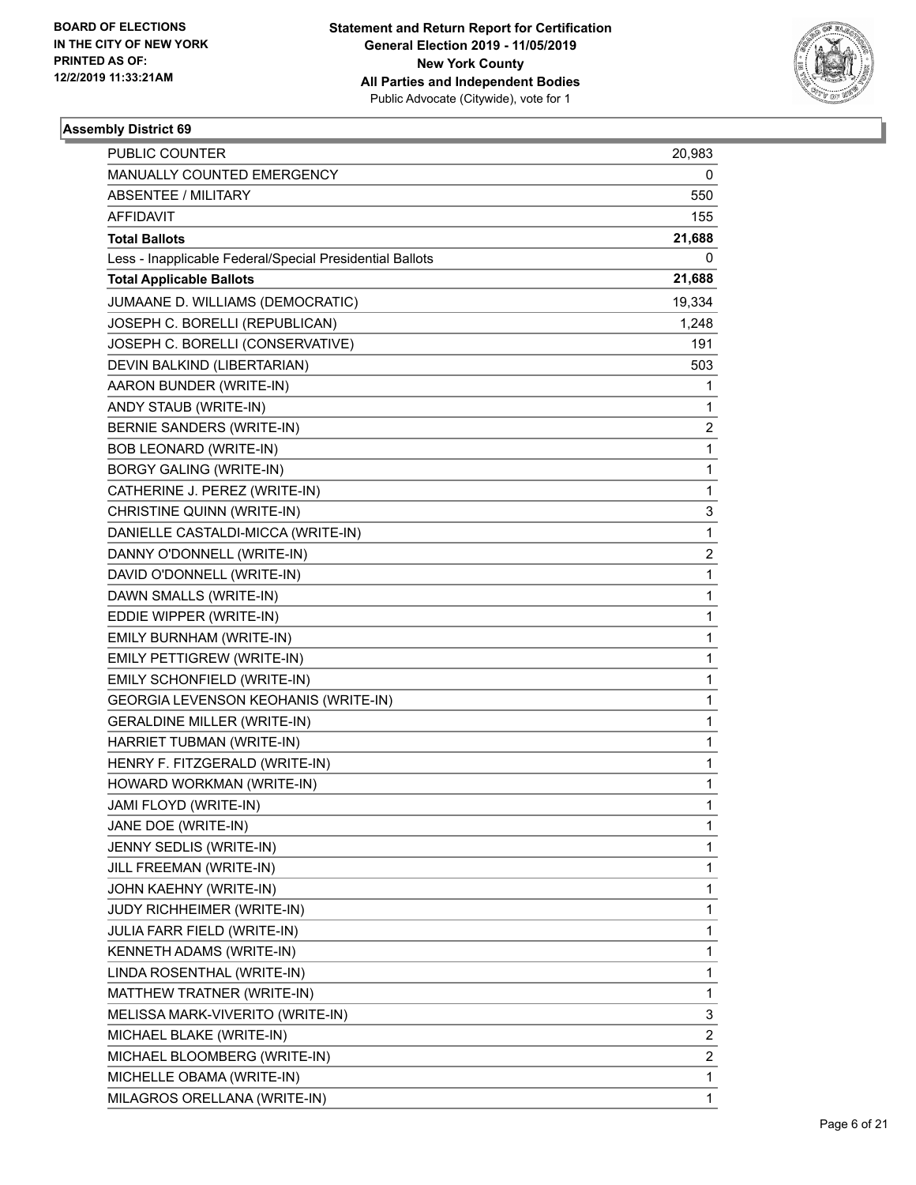BOARD OF ELECTIONS
IN THE CITY OF NEW YORK
PRINTED AS OF:
12/2/2019 11:33:21AM

**Statement and Return Report for Certification**
**General Election 2019 - 11/05/2019**
**New York County**
**All Parties and Independent Bodies**
Public Advocate (Citywide), vote for 1

**Assembly District 69**

| | |
|---|---|
| PUBLIC COUNTER | 20,983 |
| MANUALLY COUNTED EMERGENCY | 0 |
| ABSENTEE / MILITARY | 550 |
| AFFIDAVIT | 155 |
| **Total Ballots** | **21,688** |
| Less - Inapplicable Federal/Special Presidential Ballots | 0 |
| **Total Applicable Ballots** | **21,688** |
| JUMAANE D. WILLIAMS (DEMOCRATIC) | 19,334 |
| JOSEPH C. BORELLI (REPUBLICAN) | 1,248 |
| JOSEPH C. BORELLI (CONSERVATIVE) | 191 |
| DEVIN BALKIND (LIBERTARIAN) | 503 |
| AARON BUNDER (WRITE-IN) | 1 |
| ANDY STAUB (WRITE-IN) | 1 |
| BERNIE SANDERS (WRITE-IN) | 2 |
| BOB LEONARD (WRITE-IN) | 1 |
| BORGY GALING (WRITE-IN) | 1 |
| CATHERINE J. PEREZ (WRITE-IN) | 1 |
| CHRISTINE QUINN (WRITE-IN) | 3 |
| DANIELLE CASTALDI-MICCA (WRITE-IN) | 1 |
| DANNY O'DONNELL (WRITE-IN) | 2 |
| DAVID O'DONNELL (WRITE-IN) | 1 |
| DAWN SMALLS (WRITE-IN) | 1 |
| EDDIE WIPPER (WRITE-IN) | 1 |
| EMILY BURNHAM (WRITE-IN) | 1 |
| EMILY PETTIGREW (WRITE-IN) | 1 |
| EMILY SCHONFIELD (WRITE-IN) | 1 |
| GEORGIA LEVENSON KEOHANIS (WRITE-IN) | 1 |
| GERALDINE MILLER (WRITE-IN) | 1 |
| HARRIET TUBMAN (WRITE-IN) | 1 |
| HENRY F. FITZGERALD (WRITE-IN) | 1 |
| HOWARD WORKMAN (WRITE-IN) | 1 |
| JAMI FLOYD (WRITE-IN) | 1 |
| JANE DOE (WRITE-IN) | 1 |
| JENNY SEDLIS (WRITE-IN) | 1 |
| JILL FREEMAN (WRITE-IN) | 1 |
| JOHN KAEHNY (WRITE-IN) | 1 |
| JUDY RICHHEIMER (WRITE-IN) | 1 |
| JULIA FARR FIELD (WRITE-IN) | 1 |
| KENNETH ADAMS (WRITE-IN) | 1 |
| LINDA ROSENTHAL (WRITE-IN) | 1 |
| MATTHEW TRATNER (WRITE-IN) | 1 |
| MELISSA MARK-VIVERITO (WRITE-IN) | 3 |
| MICHAEL BLAKE (WRITE-IN) | 2 |
| MICHAEL BLOOMBERG (WRITE-IN) | 2 |
| MICHELLE OBAMA (WRITE-IN) | 1 |
| MILAGROS ORELLANA (WRITE-IN) | 1 |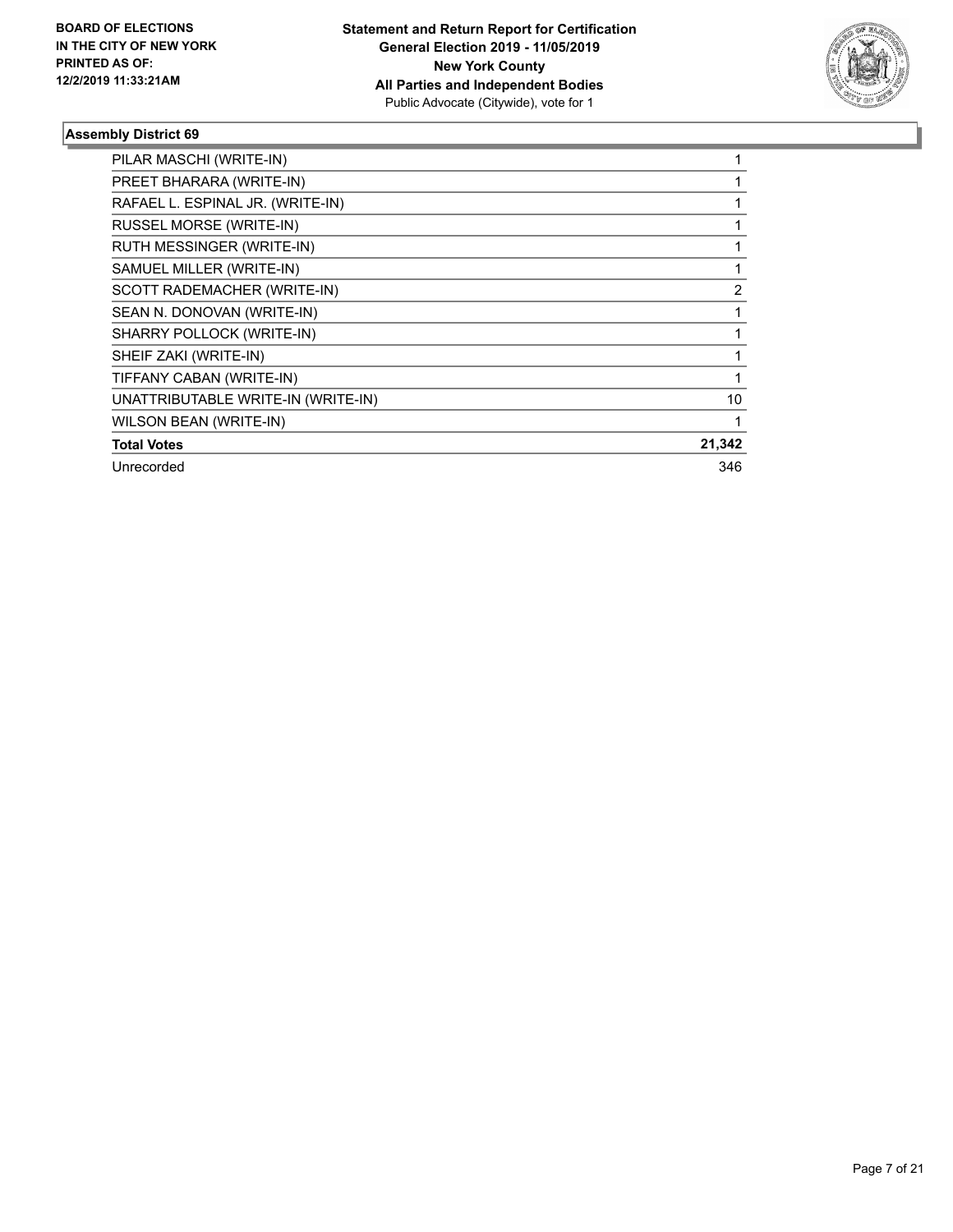**BOARD OF ELECTIONS IN THE CITY OF NEW YORK PRINTED AS OF: 12/2/2019 11:33:21AM**

**Statement and Return Report for Certification General Election 2019 - 11/05/2019 New York County All Parties and Independent Bodies**
Public Advocate (Citywide), vote for 1

### Assembly District 69

| | |
|---|---|
| PILAR MASCHI (WRITE-IN) | 1 |
| PREET BHARARA (WRITE-IN) | 1 |
| RAFAEL L. ESPINAL JR. (WRITE-IN) | 1 |
| RUSSEL MORSE (WRITE-IN) | 1 |
| RUTH MESSINGER (WRITE-IN) | 1 |
| SAMUEL MILLER (WRITE-IN) | 1 |
| SCOTT RADEMACHER (WRITE-IN) | 2 |
| SEAN N. DONOVAN (WRITE-IN) | 1 |
| SHARRY POLLOCK (WRITE-IN) | 1 |
| SHEIF ZAKI (WRITE-IN) | 1 |
| TIFFANY CABAN (WRITE-IN) | 1 |
| UNATTRIBUTABLE WRITE-IN (WRITE-IN) | 10 |
| WILSON BEAN (WRITE-IN) | 1 |
| **Total Votes** | **21,342** |
| Unrecorded | 346 |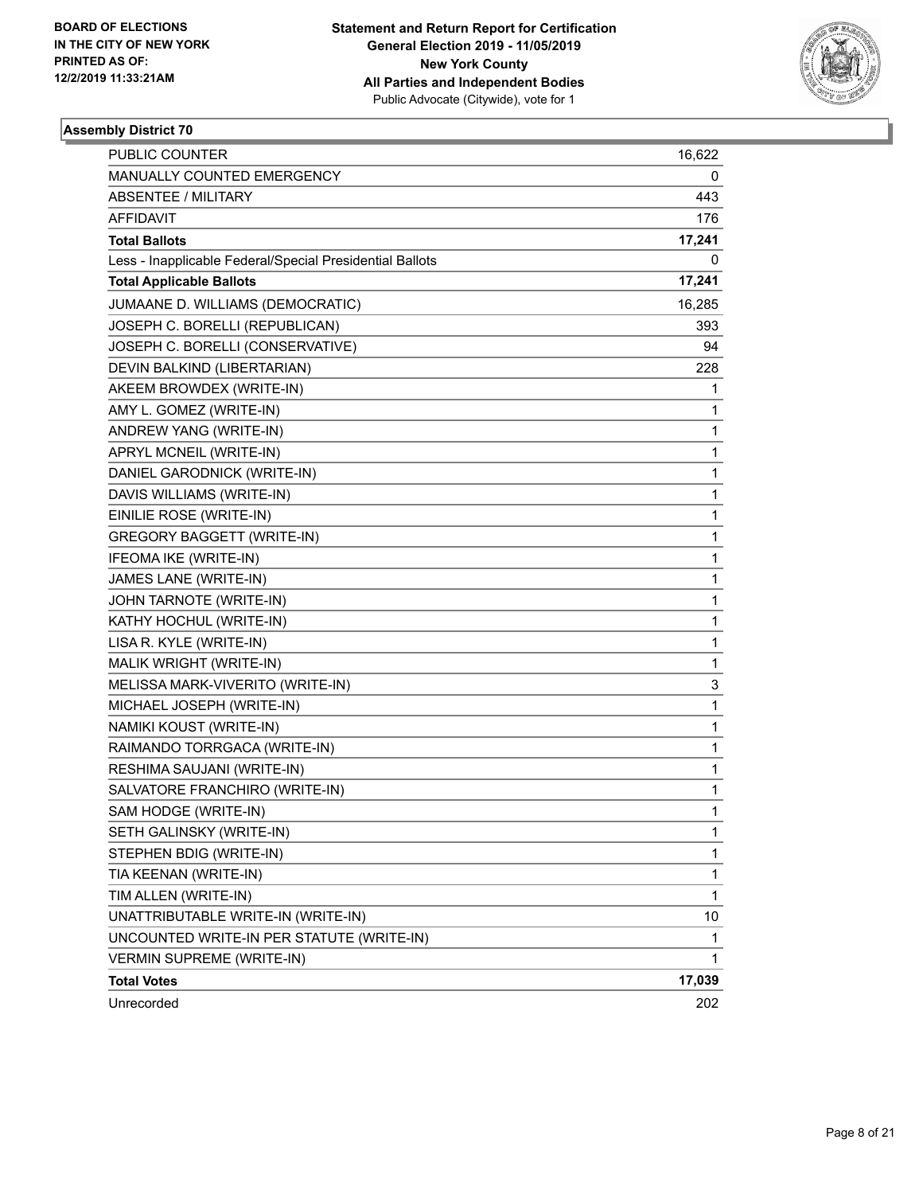BOARD OF ELECTIONS
IN THE CITY OF NEW YORK
PRINTED AS OF:
12/2/2019 11:33:21AM

**Statement and Return Report for Certification**
**General Election 2019 - 11/05/2019**
**New York County**
**All Parties and Independent Bodies**
Public Advocate (Citywide), vote for 1

## Assembly District 70

| | |
|---|---|
| PUBLIC COUNTER | 16,622 |
| MANUALLY COUNTED EMERGENCY | 0 |
| ABSENTEE / MILITARY | 443 |
| AFFIDAVIT | 176 |
| **Total Ballots** | **17,241** |
| Less - Inapplicable Federal/Special Presidential Ballots | 0 |
| **Total Applicable Ballots** | **17,241** |
| JUMAANE D. WILLIAMS (DEMOCRATIC) | 16,285 |
| JOSEPH C. BORELLI (REPUBLICAN) | 393 |
| JOSEPH C. BORELLI (CONSERVATIVE) | 94 |
| DEVIN BALKIND (LIBERTARIAN) | 228 |
| AKEEM BROWDEX (WRITE-IN) | 1 |
| AMY L. GOMEZ (WRITE-IN) | 1 |
| ANDREW YANG (WRITE-IN) | 1 |
| APRYL MCNEIL (WRITE-IN) | 1 |
| DANIEL GARODNICK (WRITE-IN) | 1 |
| DAVIS WILLIAMS (WRITE-IN) | 1 |
| EINILIE ROSE (WRITE-IN) | 1 |
| GREGORY BAGGETT (WRITE-IN) | 1 |
| IFEOMA IKE (WRITE-IN) | 1 |
| JAMES LANE (WRITE-IN) | 1 |
| JOHN TARNOTE (WRITE-IN) | 1 |
| KATHY HOCHUL (WRITE-IN) | 1 |
| LISA R. KYLE (WRITE-IN) | 1 |
| MALIK WRIGHT (WRITE-IN) | 1 |
| MELISSA MARK-VIVERITO (WRITE-IN) | 3 |
| MICHAEL JOSEPH (WRITE-IN) | 1 |
| NAMIKI KOUST (WRITE-IN) | 1 |
| RAIMANDO TORRGACA (WRITE-IN) | 1 |
| RESHIMA SAUJANI (WRITE-IN) | 1 |
| SALVATORE FRANCHIRO (WRITE-IN) | 1 |
| SAM HODGE (WRITE-IN) | 1 |
| SETH GALINSKY (WRITE-IN) | 1 |
| STEPHEN BDIG (WRITE-IN) | 1 |
| TIA KEENAN (WRITE-IN) | 1 |
| TIM ALLEN (WRITE-IN) | 1 |
| UNATTRIBUTABLE WRITE-IN (WRITE-IN) | 10 |
| UNCOUNTED WRITE-IN PER STATUTE (WRITE-IN) | 1 |
| VERMIN SUPREME (WRITE-IN) | 1 |
| **Total Votes** | **17,039** |
| Unrecorded | 202 |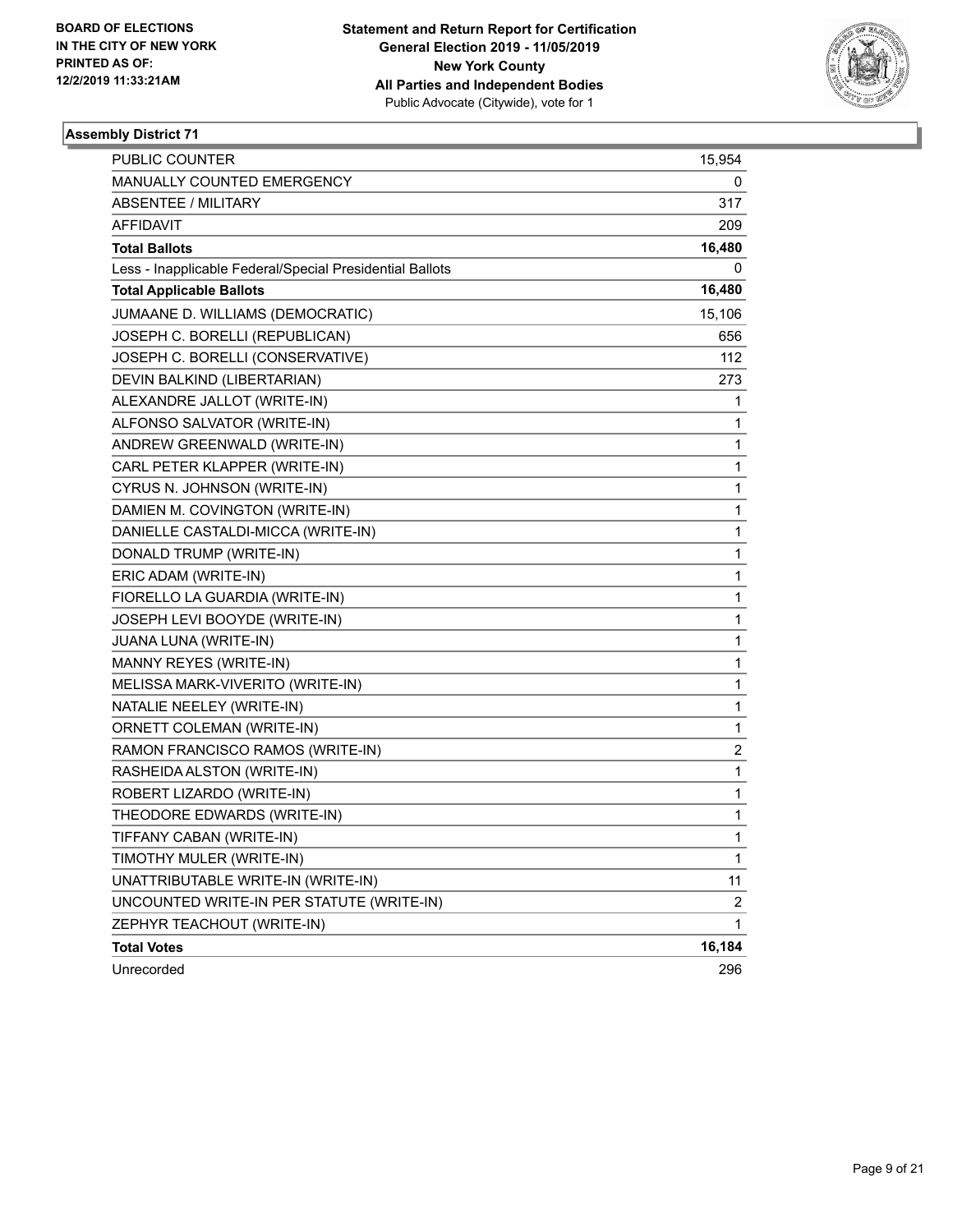BOARD OF ELECTIONS
IN THE CITY OF NEW YORK
PRINTED AS OF:
12/2/2019 11:33:21AM

**Statement and Return Report for Certification**
**General Election 2019 - 11/05/2019**
**New York County**
**All Parties and Independent Bodies**
Public Advocate (Citywide), vote for 1

### Assembly District 71

| | |
|---|---|
| PUBLIC COUNTER | 15,954 |
| MANUALLY COUNTED EMERGENCY | 0 |
| ABSENTEE / MILITARY | 317 |
| AFFIDAVIT | 209 |
| **Total Ballots** | **16,480** |
| Less - Inapplicable Federal/Special Presidential Ballots | 0 |
| **Total Applicable Ballots** | **16,480** |
| JUMAANE D. WILLIAMS (DEMOCRATIC) | 15,106 |
| JOSEPH C. BORELLI (REPUBLICAN) | 656 |
| JOSEPH C. BORELLI (CONSERVATIVE) | 112 |
| DEVIN BALKIND (LIBERTARIAN) | 273 |
| ALEXANDRE JALLOT (WRITE-IN) | 1 |
| ALFONSO SALVATOR (WRITE-IN) | 1 |
| ANDREW GREENWALD (WRITE-IN) | 1 |
| CARL PETER KLAPPER (WRITE-IN) | 1 |
| CYRUS N. JOHNSON (WRITE-IN) | 1 |
| DAMIEN M. COVINGTON (WRITE-IN) | 1 |
| DANIELLE CASTALDI-MICCA (WRITE-IN) | 1 |
| DONALD TRUMP (WRITE-IN) | 1 |
| ERIC ADAM (WRITE-IN) | 1 |
| FIORELLO LA GUARDIA (WRITE-IN) | 1 |
| JOSEPH LEVI BOOYDE (WRITE-IN) | 1 |
| JUANA LUNA (WRITE-IN) | 1 |
| MANNY REYES (WRITE-IN) | 1 |
| MELISSA MARK-VIVERITO (WRITE-IN) | 1 |
| NATALIE NEELEY (WRITE-IN) | 1 |
| ORNETT COLEMAN (WRITE-IN) | 1 |
| RAMON FRANCISCO RAMOS (WRITE-IN) | 2 |
| RASHEIDA ALSTON (WRITE-IN) | 1 |
| ROBERT LIZARDO (WRITE-IN) | 1 |
| THEODORE EDWARDS (WRITE-IN) | 1 |
| TIFFANY CABAN (WRITE-IN) | 1 |
| TIMOTHY MULER (WRITE-IN) | 1 |
| UNATTRIBUTABLE WRITE-IN (WRITE-IN) | 11 |
| UNCOUNTED WRITE-IN PER STATUTE (WRITE-IN) | 2 |
| ZEPHYR TEACHOUT (WRITE-IN) | 1 |
| **Total Votes** | **16,184** |
| Unrecorded | 296 |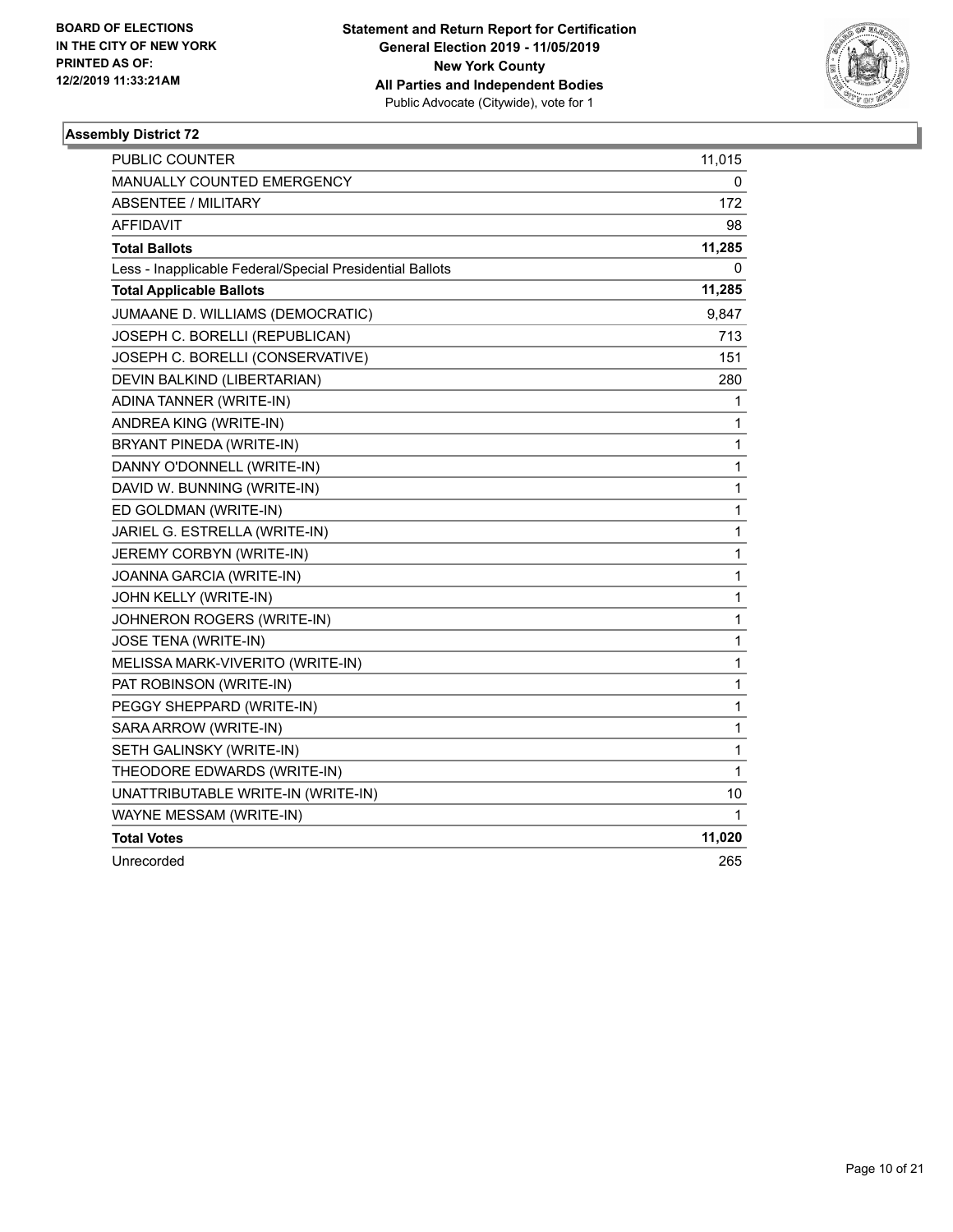BOARD OF ELECTIONS
IN THE CITY OF NEW YORK
PRINTED AS OF:
12/2/2019 11:33:21AM

**Statement and Return Report for Certification**
**General Election 2019 - 11/05/2019**
**New York County**
**All Parties and Independent Bodies**
Public Advocate (Citywide), vote for 1

### Assembly District 72

| | |
|---|---|
| PUBLIC COUNTER | 11,015 |
| MANUALLY COUNTED EMERGENCY | 0 |
| ABSENTEE / MILITARY | 172 |
| AFFIDAVIT | 98 |
| **Total Ballots** | **11,285** |
| Less - Inapplicable Federal/Special Presidential Ballots | 0 |
| **Total Applicable Ballots** | **11,285** |
| JUMAANE D. WILLIAMS (DEMOCRATIC) | 9,847 |
| JOSEPH C. BORELLI (REPUBLICAN) | 713 |
| JOSEPH C. BORELLI (CONSERVATIVE) | 151 |
| DEVIN BALKIND (LIBERTARIAN) | 280 |
| ADINA TANNER (WRITE-IN) | 1 |
| ANDREA KING (WRITE-IN) | 1 |
| BRYANT PINEDA (WRITE-IN) | 1 |
| DANNY O'DONNELL (WRITE-IN) | 1 |
| DAVID W. BUNNING (WRITE-IN) | 1 |
| ED GOLDMAN (WRITE-IN) | 1 |
| JARIEL G. ESTRELLA (WRITE-IN) | 1 |
| JEREMY CORBYN (WRITE-IN) | 1 |
| JOANNA GARCIA (WRITE-IN) | 1 |
| JOHN KELLY (WRITE-IN) | 1 |
| JOHNERON ROGERS (WRITE-IN) | 1 |
| JOSE TENA (WRITE-IN) | 1 |
| MELISSA MARK-VIVERITO (WRITE-IN) | 1 |
| PAT ROBINSON (WRITE-IN) | 1 |
| PEGGY SHEPPARD (WRITE-IN) | 1 |
| SARA ARROW (WRITE-IN) | 1 |
| SETH GALINSKY (WRITE-IN) | 1 |
| THEODORE EDWARDS (WRITE-IN) | 1 |
| UNATTRIBUTABLE WRITE-IN (WRITE-IN) | 10 |
| WAYNE MESSAM (WRITE-IN) | 1 |
| **Total Votes** | **11,020** |
| Unrecorded | 265 |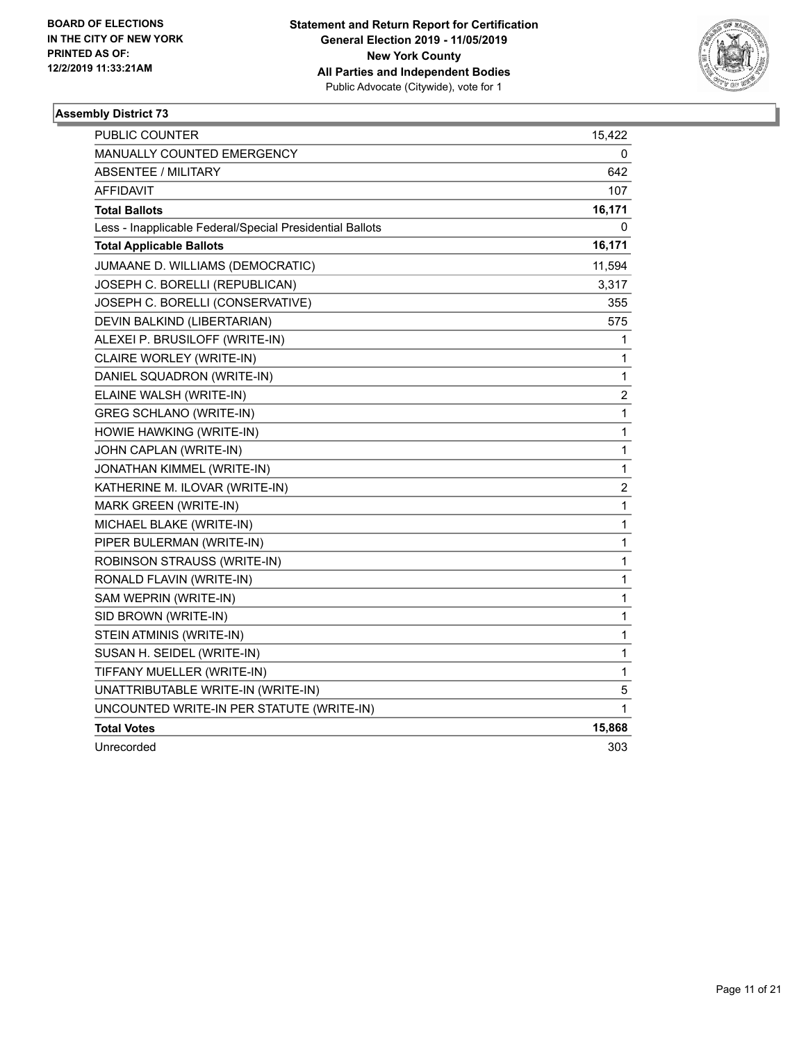BOARD OF ELECTIONS
IN THE CITY OF NEW YORK
PRINTED AS OF:
12/2/2019 11:33:21AM

**Statement and Return Report for Certification**
**General Election 2019 - 11/05/2019**
**New York County**
**All Parties and Independent Bodies**
Public Advocate (Citywide), vote for 1

### Assembly District 73

| | |
|---|---|
| PUBLIC COUNTER | 15,422 |
| MANUALLY COUNTED EMERGENCY | 0 |
| ABSENTEE / MILITARY | 642 |
| AFFIDAVIT | 107 |
| **Total Ballots** | **16,171** |
| Less - Inapplicable Federal/Special Presidential Ballots | 0 |
| **Total Applicable Ballots** | **16,171** |
| JUMAANE D. WILLIAMS (DEMOCRATIC) | 11,594 |
| JOSEPH C. BORELLI (REPUBLICAN) | 3,317 |
| JOSEPH C. BORELLI (CONSERVATIVE) | 355 |
| DEVIN BALKIND (LIBERTARIAN) | 575 |
| ALEXEI P. BRUSILOFF (WRITE-IN) | 1 |
| CLAIRE WORLEY (WRITE-IN) | 1 |
| DANIEL SQUADRON (WRITE-IN) | 1 |
| ELAINE WALSH (WRITE-IN) | 2 |
| GREG SCHLANO (WRITE-IN) | 1 |
| HOWIE HAWKING (WRITE-IN) | 1 |
| JOHN CAPLAN (WRITE-IN) | 1 |
| JONATHAN KIMMEL (WRITE-IN) | 1 |
| KATHERINE M. ILOVAR (WRITE-IN) | 2 |
| MARK GREEN (WRITE-IN) | 1 |
| MICHAEL BLAKE (WRITE-IN) | 1 |
| PIPER BULERMAN (WRITE-IN) | 1 |
| ROBINSON STRAUSS (WRITE-IN) | 1 |
| RONALD FLAVIN (WRITE-IN) | 1 |
| SAM WEPRIN (WRITE-IN) | 1 |
| SID BROWN (WRITE-IN) | 1 |
| STEIN ATMINIS (WRITE-IN) | 1 |
| SUSAN H. SEIDEL (WRITE-IN) | 1 |
| TIFFANY MUELLER (WRITE-IN) | 1 |
| UNATTRIBUTABLE WRITE-IN (WRITE-IN) | 5 |
| UNCOUNTED WRITE-IN PER STATUTE (WRITE-IN) | 1 |
| **Total Votes** | **15,868** |
| Unrecorded | 303 |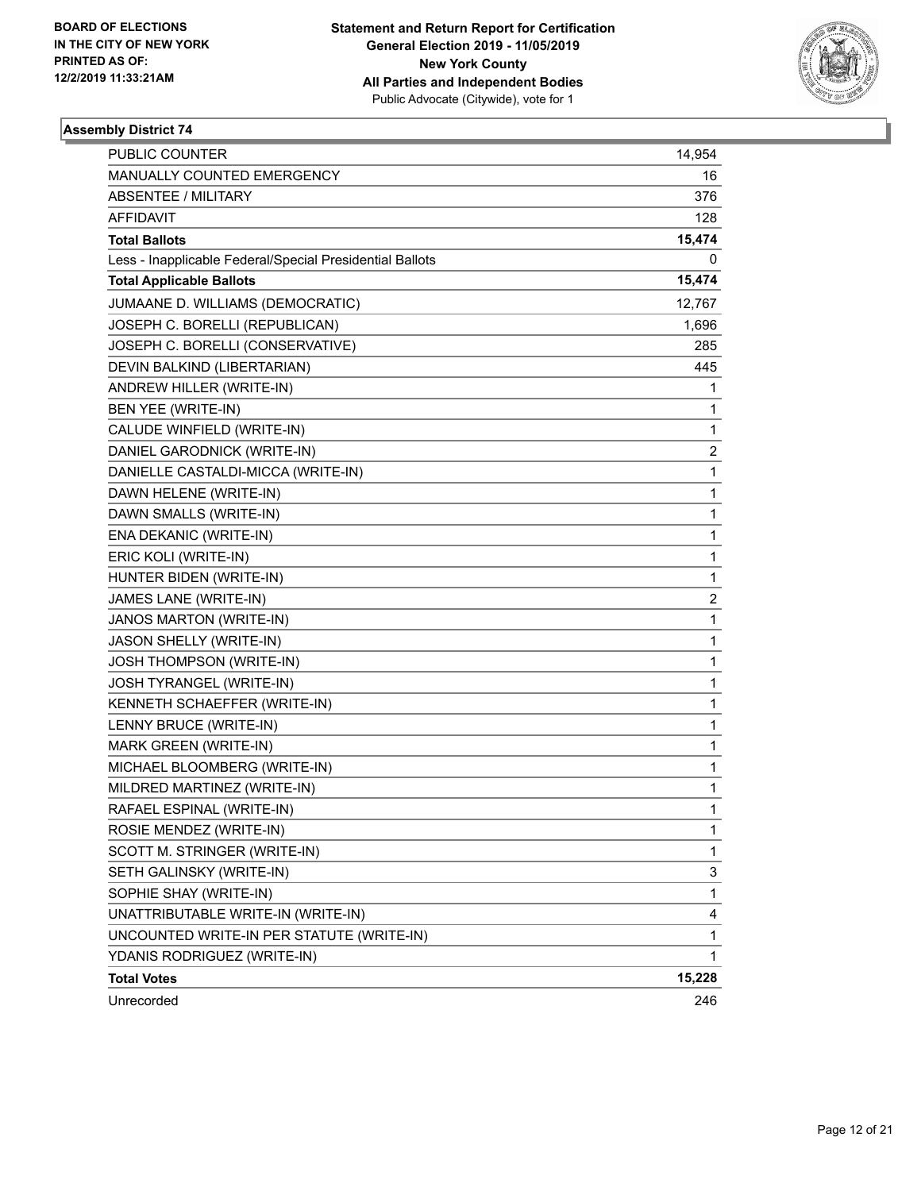BOARD OF ELECTIONS
IN THE CITY OF NEW YORK
PRINTED AS OF:
12/2/2019 11:33:21AM

**Statement and Return Report for Certification**
**General Election 2019 - 11/05/2019**
**New York County**
**All Parties and Independent Bodies**
Public Advocate (Citywide), vote for 1

### Assembly District 74

| | |
|---|---|
| PUBLIC COUNTER | 14,954 |
| MANUALLY COUNTED EMERGENCY | 16 |
| ABSENTEE / MILITARY | 376 |
| AFFIDAVIT | 128 |
| **Total Ballots** | **15,474** |
| Less - Inapplicable Federal/Special Presidential Ballots | 0 |
| **Total Applicable Ballots** | **15,474** |
| JUMAANE D. WILLIAMS (DEMOCRATIC) | 12,767 |
| JOSEPH C. BORELLI (REPUBLICAN) | 1,696 |
| JOSEPH C. BORELLI (CONSERVATIVE) | 285 |
| DEVIN BALKIND (LIBERTARIAN) | 445 |
| ANDREW HILLER (WRITE-IN) | 1 |
| BEN YEE (WRITE-IN) | 1 |
| CALUDE WINFIELD (WRITE-IN) | 1 |
| DANIEL GARODNICK (WRITE-IN) | 2 |
| DANIELLE CASTALDI-MICCA (WRITE-IN) | 1 |
| DAWN HELENE (WRITE-IN) | 1 |
| DAWN SMALLS (WRITE-IN) | 1 |
| ENA DEKANIC (WRITE-IN) | 1 |
| ERIC KOLI (WRITE-IN) | 1 |
| HUNTER BIDEN (WRITE-IN) | 1 |
| JAMES LANE (WRITE-IN) | 2 |
| JANOS MARTON (WRITE-IN) | 1 |
| JASON SHELLY (WRITE-IN) | 1 |
| JOSH THOMPSON (WRITE-IN) | 1 |
| JOSH TYRANGEL (WRITE-IN) | 1 |
| KENNETH SCHAEFFER (WRITE-IN) | 1 |
| LENNY BRUCE (WRITE-IN) | 1 |
| MARK GREEN (WRITE-IN) | 1 |
| MICHAEL BLOOMBERG (WRITE-IN) | 1 |
| MILDRED MARTINEZ (WRITE-IN) | 1 |
| RAFAEL ESPINAL (WRITE-IN) | 1 |
| ROSIE MENDEZ (WRITE-IN) | 1 |
| SCOTT M. STRINGER (WRITE-IN) | 1 |
| SETH GALINSKY (WRITE-IN) | 3 |
| SOPHIE SHAY (WRITE-IN) | 1 |
| UNATTRIBUTABLE WRITE-IN (WRITE-IN) | 4 |
| UNCOUNTED WRITE-IN PER STATUTE (WRITE-IN) | 1 |
| YDANIS RODRIGUEZ (WRITE-IN) | 1 |
| **Total Votes** | **15,228** |
| Unrecorded | 246 |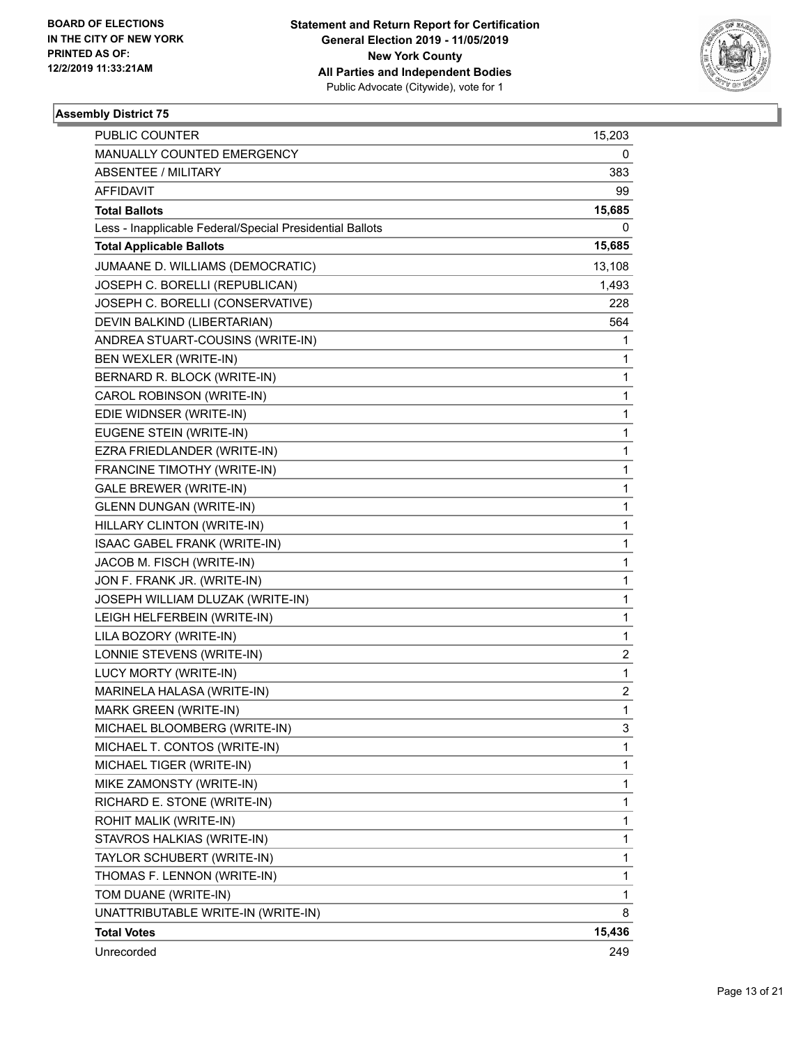BOARD OF ELECTIONS IN THE CITY OF NEW YORK PRINTED AS OF: 12/2/2019 11:33:21AM

**Statement and Return Report for Certification General Election 2019 - 11/05/2019 New York County All Parties and Independent Bodies**

Public Advocate (Citywide), vote for 1

### Assembly District 75

| | |
|---|---|
| PUBLIC COUNTER | 15,203 |
| MANUALLY COUNTED EMERGENCY | 0 |
| ABSENTEE / MILITARY | 383 |
| AFFIDAVIT | 99 |
| **Total Ballots** | **15,685** |
| Less - Inapplicable Federal/Special Presidential Ballots | 0 |
| **Total Applicable Ballots** | **15,685** |
| JUMAANE D. WILLIAMS (DEMOCRATIC) | 13,108 |
| JOSEPH C. BORELLI (REPUBLICAN) | 1,493 |
| JOSEPH C. BORELLI (CONSERVATIVE) | 228 |
| DEVIN BALKIND (LIBERTARIAN) | 564 |
| ANDREA STUART-COUSINS (WRITE-IN) | 1 |
| BEN WEXLER (WRITE-IN) | 1 |
| BERNARD R. BLOCK (WRITE-IN) | 1 |
| CAROL ROBINSON (WRITE-IN) | 1 |
| EDIE WIDNSER (WRITE-IN) | 1 |
| EUGENE STEIN (WRITE-IN) | 1 |
| EZRA FRIEDLANDER (WRITE-IN) | 1 |
| FRANCINE TIMOTHY (WRITE-IN) | 1 |
| GALE BREWER (WRITE-IN) | 1 |
| GLENN DUNGAN (WRITE-IN) | 1 |
| HILLARY CLINTON (WRITE-IN) | 1 |
| ISAAC GABEL FRANK (WRITE-IN) | 1 |
| JACOB M. FISCH (WRITE-IN) | 1 |
| JON F. FRANK JR. (WRITE-IN) | 1 |
| JOSEPH WILLIAM DLUZAK (WRITE-IN) | 1 |
| LEIGH HELFERBEIN (WRITE-IN) | 1 |
| LILA BOZORY (WRITE-IN) | 1 |
| LONNIE STEVENS (WRITE-IN) | 2 |
| LUCY MORTY (WRITE-IN) | 1 |
| MARINELA HALASA (WRITE-IN) | 2 |
| MARK GREEN (WRITE-IN) | 1 |
| MICHAEL BLOOMBERG (WRITE-IN) | 3 |
| MICHAEL T. CONTOS (WRITE-IN) | 1 |
| MICHAEL TIGER (WRITE-IN) | 1 |
| MIKE ZAMONSTY (WRITE-IN) | 1 |
| RICHARD E. STONE (WRITE-IN) | 1 |
| ROHIT MALIK (WRITE-IN) | 1 |
| STAVROS HALKIAS (WRITE-IN) | 1 |
| TAYLOR SCHUBERT (WRITE-IN) | 1 |
| THOMAS F. LENNON (WRITE-IN) | 1 |
| TOM DUANE (WRITE-IN) | 1 |
| UNATTRIBUTABLE WRITE-IN (WRITE-IN) | 8 |
| **Total Votes** | **15,436** |
| Unrecorded | 249 |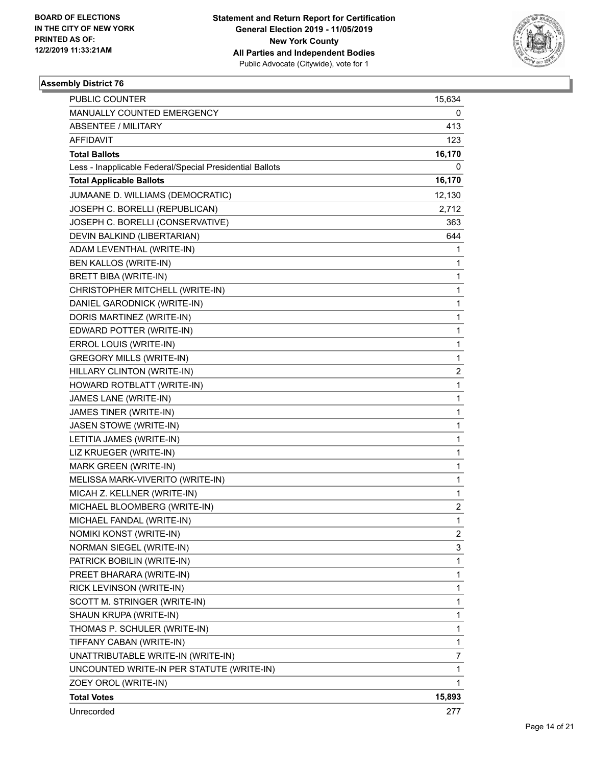BOARD OF ELECTIONS
IN THE CITY OF NEW YORK
PRINTED AS OF:
12/2/2019 11:33:21AM

**Statement and Return Report for Certification**
**General Election 2019 - 11/05/2019**
**New York County**
**All Parties and Independent Bodies**
Public Advocate (Citywide), vote for 1

### Assembly District 76

| | |
|---|---|
| PUBLIC COUNTER | 15,634 |
| MANUALLY COUNTED EMERGENCY | 0 |
| ABSENTEE / MILITARY | 413 |
| AFFIDAVIT | 123 |
| **Total Ballots** | **16,170** |
| Less - Inapplicable Federal/Special Presidential Ballots | 0 |
| **Total Applicable Ballots** | **16,170** |
| JUMAANE D. WILLIAMS (DEMOCRATIC) | 12,130 |
| JOSEPH C. BORELLI (REPUBLICAN) | 2,712 |
| JOSEPH C. BORELLI (CONSERVATIVE) | 363 |
| DEVIN BALKIND (LIBERTARIAN) | 644 |
| ADAM LEVENTHAL (WRITE-IN) | 1 |
| BEN KALLOS (WRITE-IN) | 1 |
| BRETT BIBA (WRITE-IN) | 1 |
| CHRISTOPHER MITCHELL (WRITE-IN) | 1 |
| DANIEL GARODNICK (WRITE-IN) | 1 |
| DORIS MARTINEZ (WRITE-IN) | 1 |
| EDWARD POTTER (WRITE-IN) | 1 |
| ERROL LOUIS (WRITE-IN) | 1 |
| GREGORY MILLS (WRITE-IN) | 1 |
| HILLARY CLINTON (WRITE-IN) | 2 |
| HOWARD ROTBLATT (WRITE-IN) | 1 |
| JAMES LANE (WRITE-IN) | 1 |
| JAMES TINER (WRITE-IN) | 1 |
| JASEN STOWE (WRITE-IN) | 1 |
| LETITIA JAMES (WRITE-IN) | 1 |
| LIZ KRUEGER (WRITE-IN) | 1 |
| MARK GREEN (WRITE-IN) | 1 |
| MELISSA MARK-VIVERITO (WRITE-IN) | 1 |
| MICAH Z. KELLNER (WRITE-IN) | 1 |
| MICHAEL BLOOMBERG (WRITE-IN) | 2 |
| MICHAEL FANDAL (WRITE-IN) | 1 |
| NOMIKI KONST (WRITE-IN) | 2 |
| NORMAN SIEGEL (WRITE-IN) | 3 |
| PATRICK BOBILIN (WRITE-IN) | 1 |
| PREET BHARARA (WRITE-IN) | 1 |
| RICK LEVINSON (WRITE-IN) | 1 |
| SCOTT M. STRINGER (WRITE-IN) | 1 |
| SHAUN KRUPA (WRITE-IN) | 1 |
| THOMAS P. SCHULER (WRITE-IN) | 1 |
| TIFFANY CABAN (WRITE-IN) | 1 |
| UNATTRIBUTABLE WRITE-IN (WRITE-IN) | 7 |
| UNCOUNTED WRITE-IN PER STATUTE (WRITE-IN) | 1 |
| ZOEY OROL (WRITE-IN) | 1 |
| **Total Votes** | **15,893** |
| Unrecorded | 277 |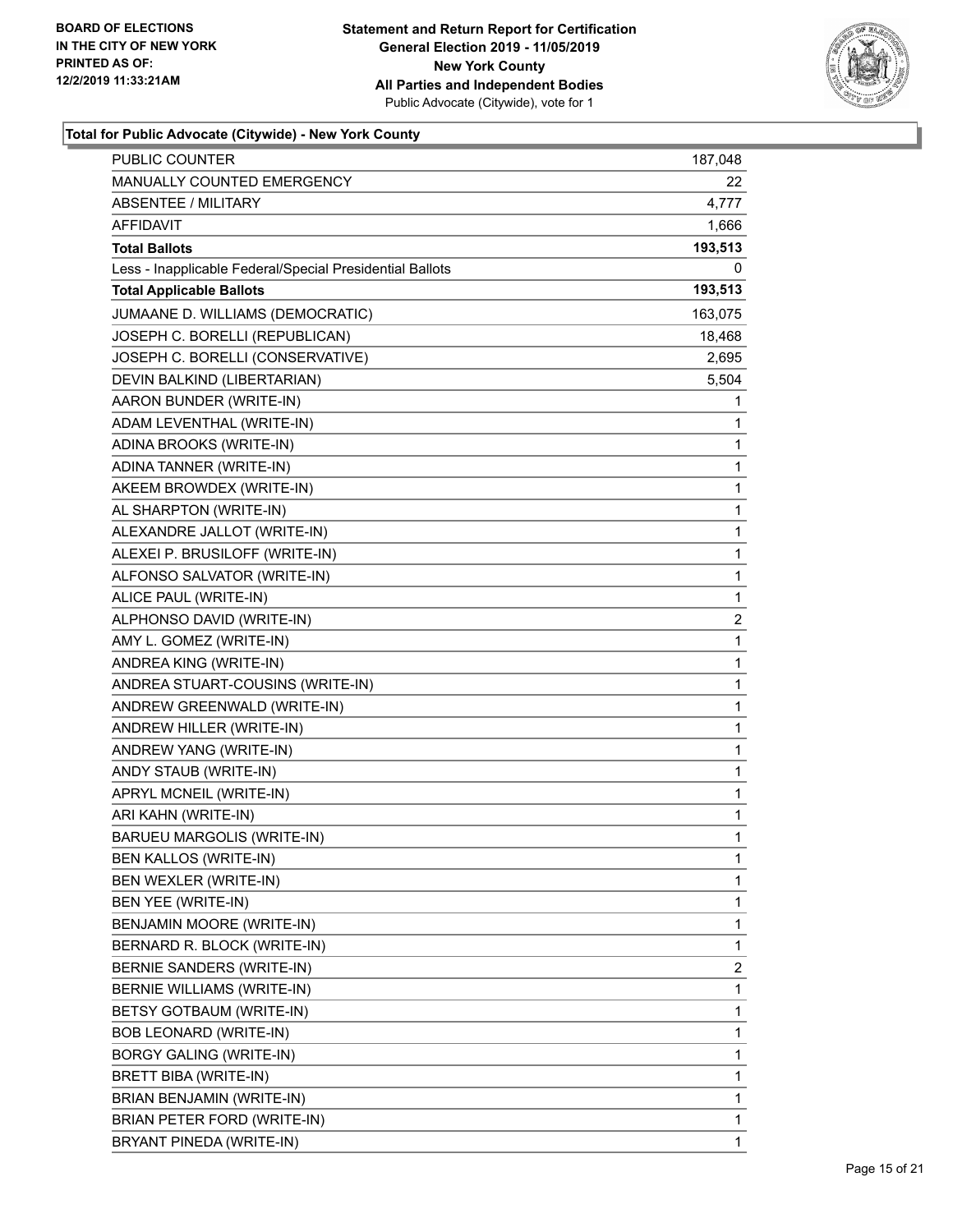**BOARD OF ELECTIONS IN THE CITY OF NEW YORK PRINTED AS OF: 12/2/2019 11:33:21AM**

**Statement and Return Report for Certification General Election 2019 - 11/05/2019 New York County All Parties and Independent Bodies**
Public Advocate (Citywide), vote for 1

### Total for Public Advocate (Citywide) - New York County

| | |
|---|---|
| PUBLIC COUNTER | 187,048 |
| MANUALLY COUNTED EMERGENCY | 22 |
| ABSENTEE / MILITARY | 4,777 |
| AFFIDAVIT | 1,666 |
| **Total Ballots** | **193,513** |
| Less - Inapplicable Federal/Special Presidential Ballots | 0 |
| **Total Applicable Ballots** | **193,513** |
| JUMAANE D. WILLIAMS (DEMOCRATIC) | 163,075 |
| JOSEPH C. BORELLI (REPUBLICAN) | 18,468 |
| JOSEPH C. BORELLI (CONSERVATIVE) | 2,695 |
| DEVIN BALKIND (LIBERTARIAN) | 5,504 |
| AARON BUNDER (WRITE-IN) | 1 |
| ADAM LEVENTHAL (WRITE-IN) | 1 |
| ADINA BROOKS (WRITE-IN) | 1 |
| ADINA TANNER (WRITE-IN) | 1 |
| AKEEM BROWDEX (WRITE-IN) | 1 |
| AL SHARPTON (WRITE-IN) | 1 |
| ALEXANDRE JALLOT (WRITE-IN) | 1 |
| ALEXEI P. BRUSILOFF (WRITE-IN) | 1 |
| ALFONSO SALVATOR (WRITE-IN) | 1 |
| ALICE PAUL (WRITE-IN) | 1 |
| ALPHONSO DAVID (WRITE-IN) | 2 |
| AMY L. GOMEZ (WRITE-IN) | 1 |
| ANDREA KING (WRITE-IN) | 1 |
| ANDREA STUART-COUSINS (WRITE-IN) | 1 |
| ANDREW GREENWALD (WRITE-IN) | 1 |
| ANDREW HILLER (WRITE-IN) | 1 |
| ANDREW YANG (WRITE-IN) | 1 |
| ANDY STAUB (WRITE-IN) | 1 |
| APRYL MCNEIL (WRITE-IN) | 1 |
| ARI KAHN (WRITE-IN) | 1 |
| BARUEU MARGOLIS (WRITE-IN) | 1 |
| BEN KALLOS (WRITE-IN) | 1 |
| BEN WEXLER (WRITE-IN) | 1 |
| BEN YEE (WRITE-IN) | 1 |
| BENJAMIN MOORE (WRITE-IN) | 1 |
| BERNARD R. BLOCK (WRITE-IN) | 1 |
| BERNIE SANDERS (WRITE-IN) | 2 |
| BERNIE WILLIAMS (WRITE-IN) | 1 |
| BETSY GOTBAUM (WRITE-IN) | 1 |
| BOB LEONARD (WRITE-IN) | 1 |
| BORGY GALING (WRITE-IN) | 1 |
| BRETT BIBA (WRITE-IN) | 1 |
| BRIAN BENJAMIN (WRITE-IN) | 1 |
| BRIAN PETER FORD (WRITE-IN) | 1 |
| BRYANT PINEDA (WRITE-IN) | 1 |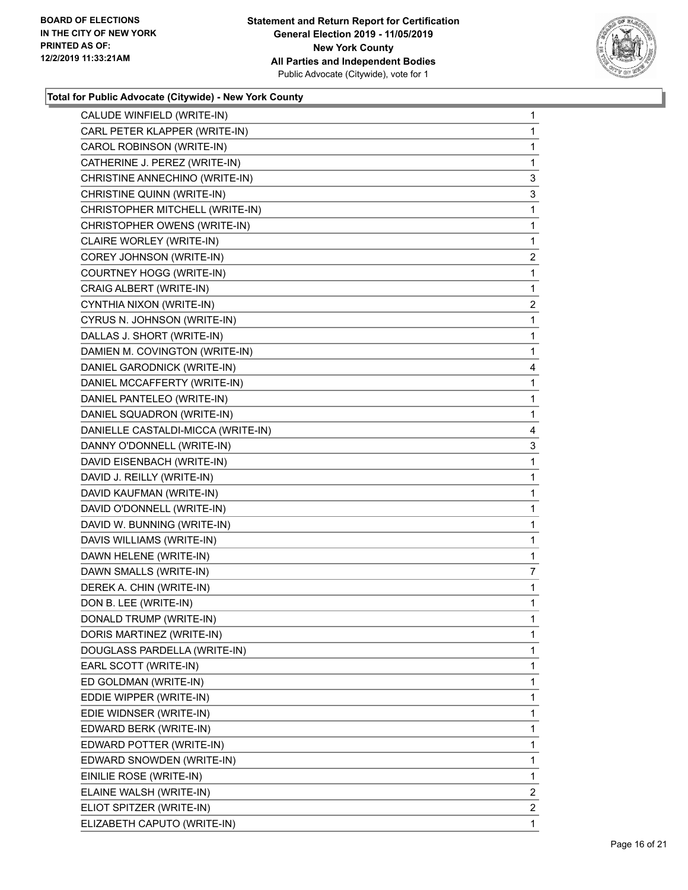**BOARD OF ELECTIONS IN THE CITY OF NEW YORK PRINTED AS OF: 12/2/2019 11:33:21AM**

**Statement and Return Report for Certification General Election 2019 - 11/05/2019 New York County All Parties and Independent Bodies**
Public Advocate (Citywide), vote for 1

### Total for Public Advocate (Citywide) - New York County

| | |
|---|---|
| CALUDE WINFIELD (WRITE-IN) | 1 |
| CARL PETER KLAPPER (WRITE-IN) | 1 |
| CAROL ROBINSON (WRITE-IN) | 1 |
| CATHERINE J. PEREZ (WRITE-IN) | 1 |
| CHRISTINE ANNECHINO (WRITE-IN) | 3 |
| CHRISTINE QUINN (WRITE-IN) | 3 |
| CHRISTOPHER MITCHELL (WRITE-IN) | 1 |
| CHRISTOPHER OWENS (WRITE-IN) | 1 |
| CLAIRE WORLEY (WRITE-IN) | 1 |
| COREY JOHNSON (WRITE-IN) | 2 |
| COURTNEY HOGG (WRITE-IN) | 1 |
| CRAIG ALBERT (WRITE-IN) | 1 |
| CYNTHIA NIXON (WRITE-IN) | 2 |
| CYRUS N. JOHNSON (WRITE-IN) | 1 |
| DALLAS J. SHORT (WRITE-IN) | 1 |
| DAMIEN M. COVINGTON (WRITE-IN) | 1 |
| DANIEL GARODNICK (WRITE-IN) | 4 |
| DANIEL MCCAFFERTY (WRITE-IN) | 1 |
| DANIEL PANTELEO (WRITE-IN) | 1 |
| DANIEL SQUADRON (WRITE-IN) | 1 |
| DANIELLE CASTALDI-MICCA (WRITE-IN) | 4 |
| DANNY O'DONNELL (WRITE-IN) | 3 |
| DAVID EISENBACH (WRITE-IN) | 1 |
| DAVID J. REILLY (WRITE-IN) | 1 |
| DAVID KAUFMAN (WRITE-IN) | 1 |
| DAVID O'DONNELL (WRITE-IN) | 1 |
| DAVID W. BUNNING (WRITE-IN) | 1 |
| DAVIS WILLIAMS (WRITE-IN) | 1 |
| DAWN HELENE (WRITE-IN) | 1 |
| DAWN SMALLS (WRITE-IN) | 7 |
| DEREK A. CHIN (WRITE-IN) | 1 |
| DON B. LEE (WRITE-IN) | 1 |
| DONALD TRUMP (WRITE-IN) | 1 |
| DORIS MARTINEZ (WRITE-IN) | 1 |
| DOUGLASS PARDELLA (WRITE-IN) | 1 |
| EARL SCOTT (WRITE-IN) | 1 |
| ED GOLDMAN (WRITE-IN) | 1 |
| EDDIE WIPPER (WRITE-IN) | 1 |
| EDIE WIDNSER (WRITE-IN) | 1 |
| EDWARD BERK (WRITE-IN) | 1 |
| EDWARD POTTER (WRITE-IN) | 1 |
| EDWARD SNOWDEN (WRITE-IN) | 1 |
| EINILIE ROSE (WRITE-IN) | 1 |
| ELAINE WALSH (WRITE-IN) | 2 |
| ELIOT SPITZER (WRITE-IN) | 2 |
| ELIZABETH CAPUTO (WRITE-IN) | 1 |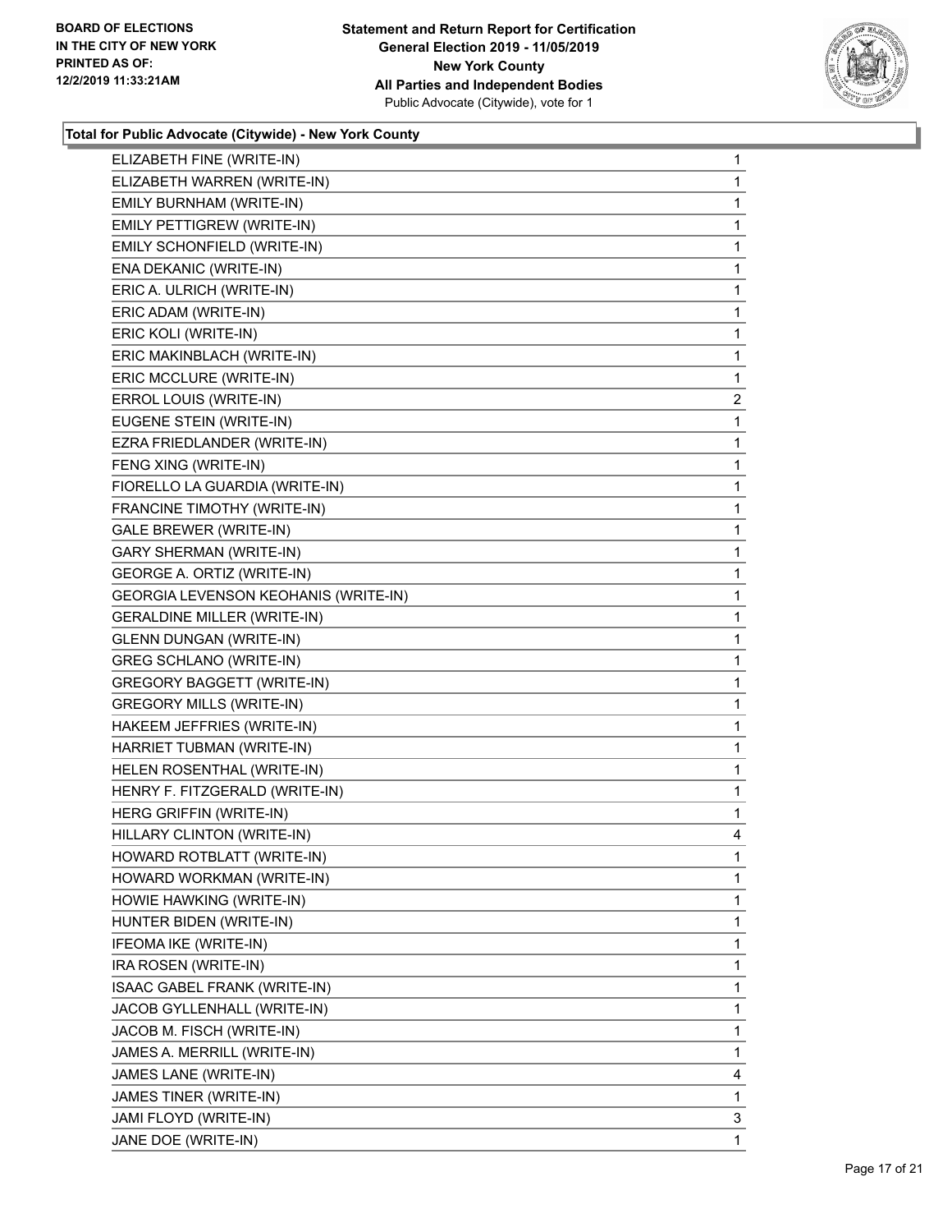**BOARD OF ELECTIONS IN THE CITY OF NEW YORK PRINTED AS OF: 12/2/2019 11:33:21AM**

**Statement and Return Report for Certification General Election 2019 - 11/05/2019 New York County All Parties and Independent Bodies** Public Advocate (Citywide), vote for 1

### Total for Public Advocate (Citywide) - New York County

| | |
|---|---|
| ELIZABETH FINE (WRITE-IN) | 1 |
| ELIZABETH WARREN (WRITE-IN) | 1 |
| EMILY BURNHAM (WRITE-IN) | 1 |
| EMILY PETTIGREW (WRITE-IN) | 1 |
| EMILY SCHONFIELD (WRITE-IN) | 1 |
| ENA DEKANIC (WRITE-IN) | 1 |
| ERIC A. ULRICH (WRITE-IN) | 1 |
| ERIC ADAM (WRITE-IN) | 1 |
| ERIC KOLI (WRITE-IN) | 1 |
| ERIC MAKINBLACH (WRITE-IN) | 1 |
| ERIC MCCLURE (WRITE-IN) | 1 |
| ERROL LOUIS (WRITE-IN) | 2 |
| EUGENE STEIN (WRITE-IN) | 1 |
| EZRA FRIEDLANDER (WRITE-IN) | 1 |
| FENG XING (WRITE-IN) | 1 |
| FIORELLO LA GUARDIA (WRITE-IN) | 1 |
| FRANCINE TIMOTHY (WRITE-IN) | 1 |
| GALE BREWER (WRITE-IN) | 1 |
| GARY SHERMAN (WRITE-IN) | 1 |
| GEORGE A. ORTIZ (WRITE-IN) | 1 |
| GEORGIA LEVENSON KEOHANIS (WRITE-IN) | 1 |
| GERALDINE MILLER (WRITE-IN) | 1 |
| GLENN DUNGAN (WRITE-IN) | 1 |
| GREG SCHLANO (WRITE-IN) | 1 |
| GREGORY BAGGETT (WRITE-IN) | 1 |
| GREGORY MILLS (WRITE-IN) | 1 |
| HAKEEM JEFFRIES (WRITE-IN) | 1 |
| HARRIET TUBMAN (WRITE-IN) | 1 |
| HELEN ROSENTHAL (WRITE-IN) | 1 |
| HENRY F. FITZGERALD (WRITE-IN) | 1 |
| HERG GRIFFIN (WRITE-IN) | 1 |
| HILLARY CLINTON (WRITE-IN) | 4 |
| HOWARD ROTBLATT (WRITE-IN) | 1 |
| HOWARD WORKMAN (WRITE-IN) | 1 |
| HOWIE HAWKING (WRITE-IN) | 1 |
| HUNTER BIDEN (WRITE-IN) | 1 |
| IFEOMA IKE (WRITE-IN) | 1 |
| IRA ROSEN (WRITE-IN) | 1 |
| ISAAC GABEL FRANK (WRITE-IN) | 1 |
| JACOB GYLLENHALL (WRITE-IN) | 1 |
| JACOB M. FISCH (WRITE-IN) | 1 |
| JAMES A. MERRILL (WRITE-IN) | 1 |
| JAMES LANE (WRITE-IN) | 4 |
| JAMES TINER (WRITE-IN) | 1 |
| JAMI FLOYD (WRITE-IN) | 3 |
| JANE DOE (WRITE-IN) | 1 |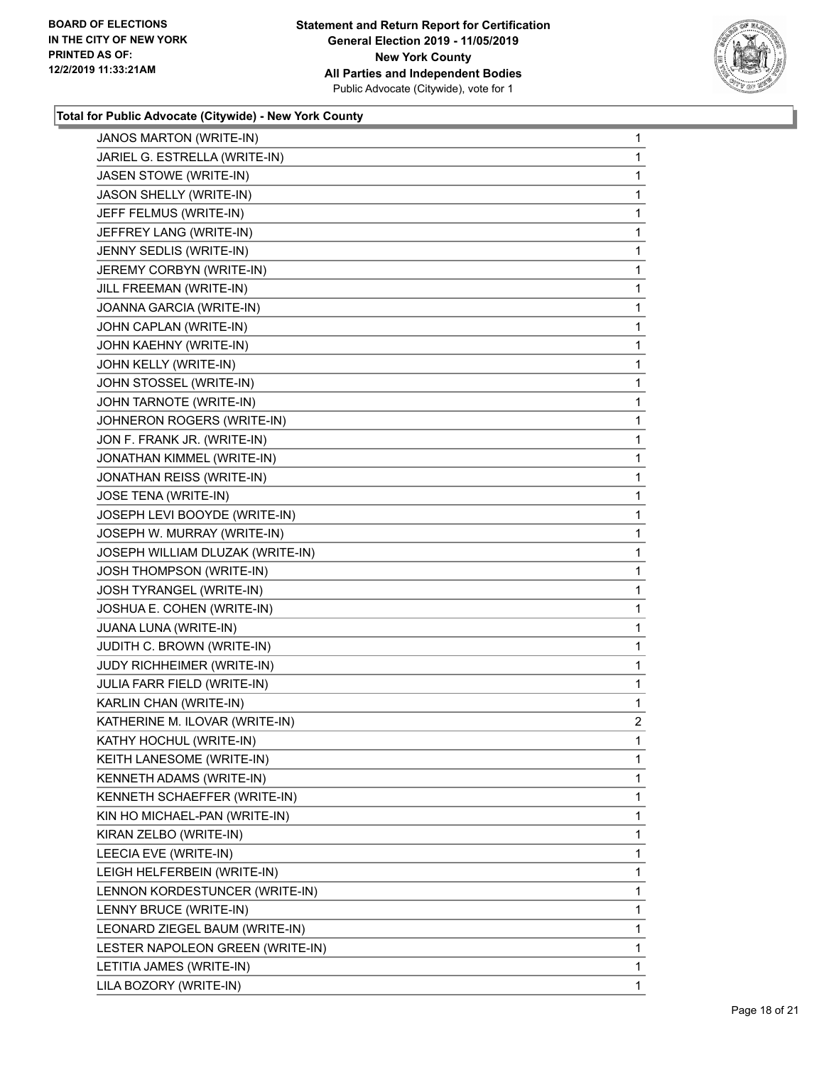BOARD OF ELECTIONS
IN THE CITY OF NEW YORK
PRINTED AS OF:
12/2/2019 11:33:21AM

**Statement and Return Report for Certification**
**General Election 2019 - 11/05/2019**
**New York County**
**All Parties and Independent Bodies**
Public Advocate (Citywide), vote for 1

### Total for Public Advocate (Citywide) - New York County

| Candidate | Votes |
|---|---|
| JANOS MARTON (WRITE-IN) | 1 |
| JARIEL G. ESTRELLA (WRITE-IN) | 1 |
| JASEN STOWE (WRITE-IN) | 1 |
| JASON SHELLY (WRITE-IN) | 1 |
| JEFF FELMUS (WRITE-IN) | 1 |
| JEFFREY LANG (WRITE-IN) | 1 |
| JENNY SEDLIS (WRITE-IN) | 1 |
| JEREMY CORBYN (WRITE-IN) | 1 |
| JILL FREEMAN (WRITE-IN) | 1 |
| JOANNA GARCIA (WRITE-IN) | 1 |
| JOHN CAPLAN (WRITE-IN) | 1 |
| JOHN KAEHNY (WRITE-IN) | 1 |
| JOHN KELLY (WRITE-IN) | 1 |
| JOHN STOSSEL (WRITE-IN) | 1 |
| JOHN TARNOTE (WRITE-IN) | 1 |
| JOHNERON ROGERS (WRITE-IN) | 1 |
| JON F. FRANK JR. (WRITE-IN) | 1 |
| JONATHAN KIMMEL (WRITE-IN) | 1 |
| JONATHAN REISS (WRITE-IN) | 1 |
| JOSE TENA (WRITE-IN) | 1 |
| JOSEPH LEVI BOOYDE (WRITE-IN) | 1 |
| JOSEPH W. MURRAY (WRITE-IN) | 1 |
| JOSEPH WILLIAM DLUZAK (WRITE-IN) | 1 |
| JOSH THOMPSON (WRITE-IN) | 1 |
| JOSH TYRANGEL (WRITE-IN) | 1 |
| JOSHUA E. COHEN (WRITE-IN) | 1 |
| JUANA LUNA (WRITE-IN) | 1 |
| JUDITH C. BROWN (WRITE-IN) | 1 |
| JUDY RICHHEIMER (WRITE-IN) | 1 |
| JULIA FARR FIELD (WRITE-IN) | 1 |
| KARLIN CHAN (WRITE-IN) | 1 |
| KATHERINE M. ILOVAR (WRITE-IN) | 2 |
| KATHY HOCHUL (WRITE-IN) | 1 |
| KEITH LANESOME (WRITE-IN) | 1 |
| KENNETH ADAMS (WRITE-IN) | 1 |
| KENNETH SCHAEFFER (WRITE-IN) | 1 |
| KIN HO MICHAEL-PAN (WRITE-IN) | 1 |
| KIRAN ZELBO (WRITE-IN) | 1 |
| LEECIA EVE (WRITE-IN) | 1 |
| LEIGH HELFERBEIN (WRITE-IN) | 1 |
| LENNON KORDESTUNCER (WRITE-IN) | 1 |
| LENNY BRUCE (WRITE-IN) | 1 |
| LEONARD ZIEGEL BAUM (WRITE-IN) | 1 |
| LESTER NAPOLEON GREEN (WRITE-IN) | 1 |
| LETITIA JAMES (WRITE-IN) | 1 |
| LILA BOZORY (WRITE-IN) | 1 |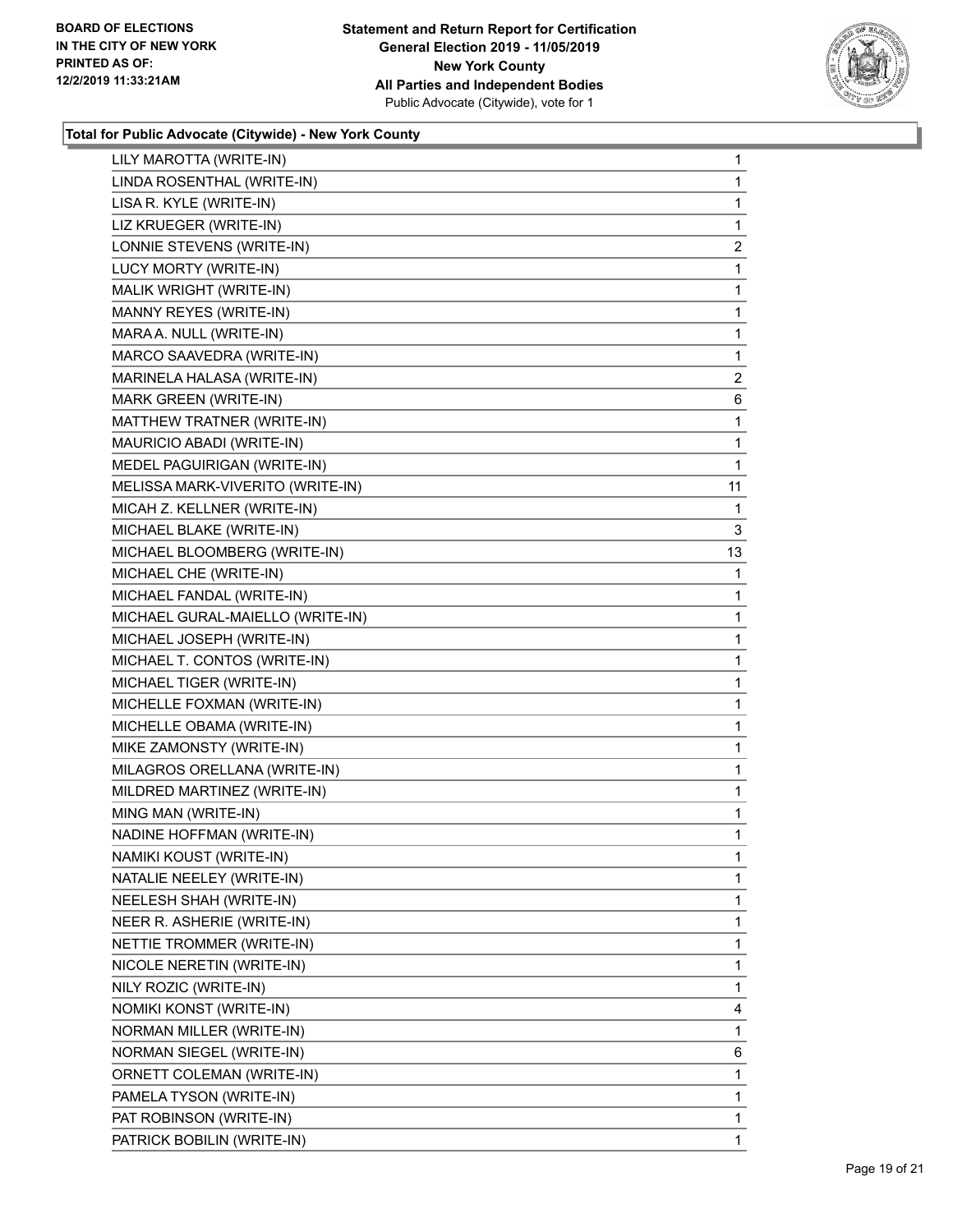**BOARD OF ELECTIONS IN THE CITY OF NEW YORK PRINTED AS OF: 12/2/2019 11:33:21AM**

**Statement and Return Report for Certification General Election 2019 - 11/05/2019 New York County All Parties and Independent Bodies**
Public Advocate (Citywide), vote for 1

### Total for Public Advocate (Citywide) - New York County

| | |
|---|---|
| LILY MAROTTA (WRITE-IN) | 1 |
| LINDA ROSENTHAL (WRITE-IN) | 1 |
| LISA R. KYLE (WRITE-IN) | 1 |
| LIZ KRUEGER (WRITE-IN) | 1 |
| LONNIE STEVENS (WRITE-IN) | 2 |
| LUCY MORTY (WRITE-IN) | 1 |
| MALIK WRIGHT (WRITE-IN) | 1 |
| MANNY REYES (WRITE-IN) | 1 |
| MARA A. NULL (WRITE-IN) | 1 |
| MARCO SAAVEDRA (WRITE-IN) | 1 |
| MARINELA HALASA (WRITE-IN) | 2 |
| MARK GREEN (WRITE-IN) | 6 |
| MATTHEW TRATNER (WRITE-IN) | 1 |
| MAURICIO ABADI (WRITE-IN) | 1 |
| MEDEL PAGUIRIGAN (WRITE-IN) | 1 |
| MELISSA MARK-VIVERITO (WRITE-IN) | 11 |
| MICAH Z. KELLNER (WRITE-IN) | 1 |
| MICHAEL BLAKE (WRITE-IN) | 3 |
| MICHAEL BLOOMBERG (WRITE-IN) | 13 |
| MICHAEL CHE (WRITE-IN) | 1 |
| MICHAEL FANDAL (WRITE-IN) | 1 |
| MICHAEL GURAL-MAIELLO (WRITE-IN) | 1 |
| MICHAEL JOSEPH (WRITE-IN) | 1 |
| MICHAEL T. CONTOS (WRITE-IN) | 1 |
| MICHAEL TIGER (WRITE-IN) | 1 |
| MICHELLE FOXMAN (WRITE-IN) | 1 |
| MICHELLE OBAMA (WRITE-IN) | 1 |
| MIKE ZAMONSTY (WRITE-IN) | 1 |
| MILAGROS ORELLANA (WRITE-IN) | 1 |
| MILDRED MARTINEZ (WRITE-IN) | 1 |
| MING MAN (WRITE-IN) | 1 |
| NADINE HOFFMAN (WRITE-IN) | 1 |
| NAMIKI KOUST (WRITE-IN) | 1 |
| NATALIE NEELEY (WRITE-IN) | 1 |
| NEELESH SHAH (WRITE-IN) | 1 |
| NEER R. ASHERIE (WRITE-IN) | 1 |
| NETTIE TROMMER (WRITE-IN) | 1 |
| NICOLE NERETIN (WRITE-IN) | 1 |
| NILY ROZIC (WRITE-IN) | 1 |
| NOMIKI KONST (WRITE-IN) | 4 |
| NORMAN MILLER (WRITE-IN) | 1 |
| NORMAN SIEGEL (WRITE-IN) | 6 |
| ORNETT COLEMAN (WRITE-IN) | 1 |
| PAMELA TYSON (WRITE-IN) | 1 |
| PAT ROBINSON (WRITE-IN) | 1 |
| PATRICK BOBILIN (WRITE-IN) | 1 |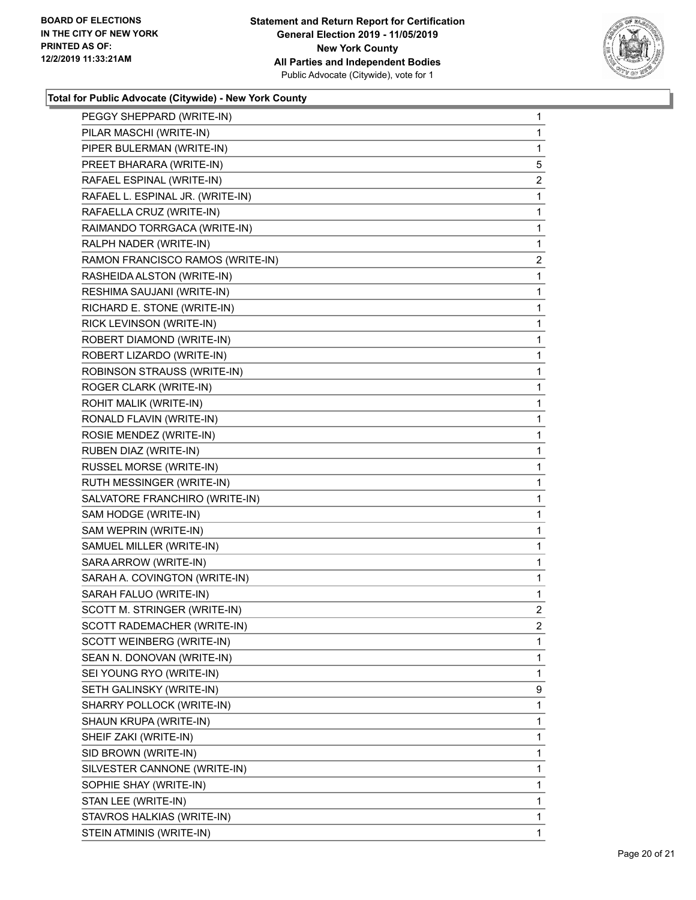**Total for Public Advocate (Citywide) - New York County**

| | |
|---|---|
| PEGGY SHEPPARD (WRITE-IN) | 1 |
| PILAR MASCHI (WRITE-IN) | 1 |
| PIPER BULERMAN (WRITE-IN) | 1 |
| PREET BHARARA (WRITE-IN) | 5 |
| RAFAEL ESPINAL (WRITE-IN) | 2 |
| RAFAEL L. ESPINAL JR. (WRITE-IN) | 1 |
| RAFAELLA CRUZ (WRITE-IN) | 1 |
| RAIMANDO TORRGACA (WRITE-IN) | 1 |
| RALPH NADER (WRITE-IN) | 1 |
| RAMON FRANCISCO RAMOS (WRITE-IN) | 2 |
| RASHEIDA ALSTON (WRITE-IN) | 1 |
| RESHIMA SAUJANI (WRITE-IN) | 1 |
| RICHARD E. STONE (WRITE-IN) | 1 |
| RICK LEVINSON (WRITE-IN) | 1 |
| ROBERT DIAMOND (WRITE-IN) | 1 |
| ROBERT LIZARDO (WRITE-IN) | 1 |
| ROBINSON STRAUSS (WRITE-IN) | 1 |
| ROGER CLARK (WRITE-IN) | 1 |
| ROHIT MALIK (WRITE-IN) | 1 |
| RONALD FLAVIN (WRITE-IN) | 1 |
| ROSIE MENDEZ (WRITE-IN) | 1 |
| RUBEN DIAZ (WRITE-IN) | 1 |
| RUSSEL MORSE (WRITE-IN) | 1 |
| RUTH MESSINGER (WRITE-IN) | 1 |
| SALVATORE FRANCHIRO (WRITE-IN) | 1 |
| SAM HODGE (WRITE-IN) | 1 |
| SAM WEPRIN (WRITE-IN) | 1 |
| SAMUEL MILLER (WRITE-IN) | 1 |
| SARA ARROW (WRITE-IN) | 1 |
| SARAH A. COVINGTON (WRITE-IN) | 1 |
| SARAH FALUO (WRITE-IN) | 1 |
| SCOTT M. STRINGER (WRITE-IN) | 2 |
| SCOTT RADEMACHER (WRITE-IN) | 2 |
| SCOTT WEINBERG (WRITE-IN) | 1 |
| SEAN N. DONOVAN (WRITE-IN) | 1 |
| SEI YOUNG RYO (WRITE-IN) | 1 |
| SETH GALINSKY (WRITE-IN) | 9 |
| SHARRY POLLOCK (WRITE-IN) | 1 |
| SHAUN KRUPA (WRITE-IN) | 1 |
| SHEIF ZAKI (WRITE-IN) | 1 |
| SID BROWN (WRITE-IN) | 1 |
| SILVESTER CANNONE (WRITE-IN) | 1 |
| SOPHIE SHAY (WRITE-IN) | 1 |
| STAN LEE (WRITE-IN) | 1 |
| STAVROS HALKIAS (WRITE-IN) | 1 |
| STEIN ATMINIS (WRITE-IN) | 1 |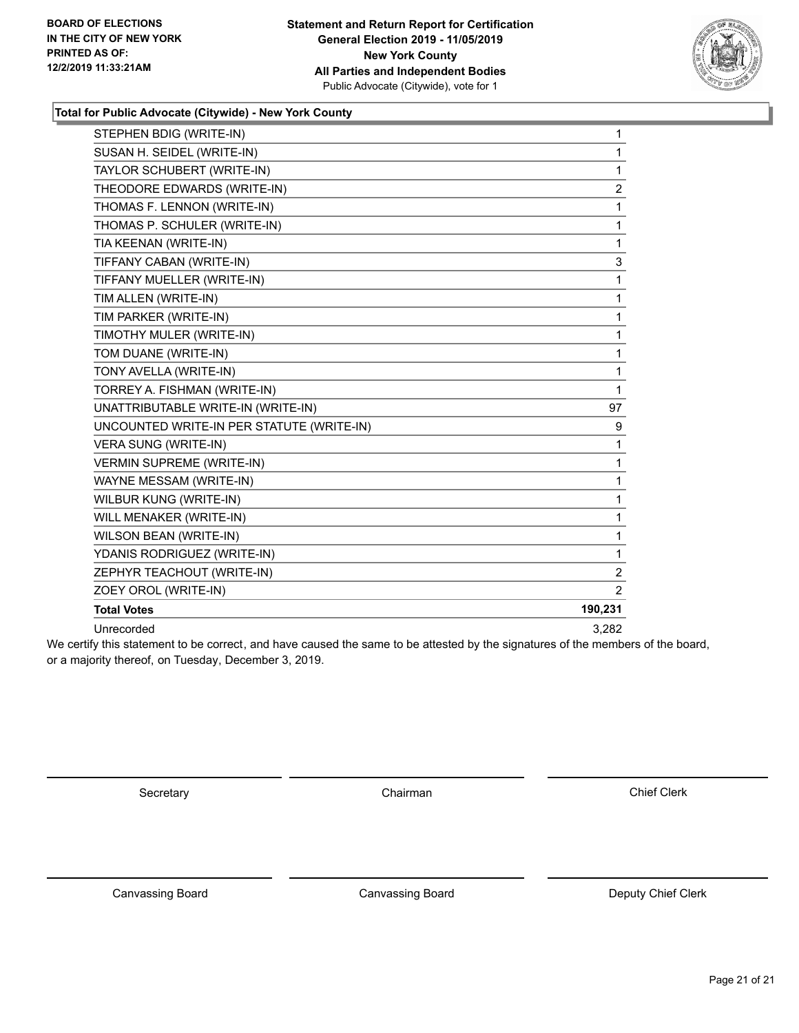**Total for Public Advocate (Citywide) - New York County**

| | |
|---|---|
| STEPHEN BDIG (WRITE-IN) | 1 |
| SUSAN H. SEIDEL (WRITE-IN) | 1 |
| TAYLOR SCHUBERT (WRITE-IN) | 1 |
| THEODORE EDWARDS (WRITE-IN) | 2 |
| THOMAS F. LENNON (WRITE-IN) | 1 |
| THOMAS P. SCHULER (WRITE-IN) | 1 |
| TIA KEENAN (WRITE-IN) | 1 |
| TIFFANY CABAN (WRITE-IN) | 3 |
| TIFFANY MUELLER (WRITE-IN) | 1 |
| TIM ALLEN (WRITE-IN) | 1 |
| TIM PARKER (WRITE-IN) | 1 |
| TIMOTHY MULER (WRITE-IN) | 1 |
| TOM DUANE (WRITE-IN) | 1 |
| TONY AVELLA (WRITE-IN) | 1 |
| TORREY A. FISHMAN (WRITE-IN) | 1 |
| UNATTRIBUTABLE WRITE-IN (WRITE-IN) | 97 |
| UNCOUNTED WRITE-IN PER STATUTE (WRITE-IN) | 9 |
| VERA SUNG (WRITE-IN) | 1 |
| VERMIN SUPREME (WRITE-IN) | 1 |
| WAYNE MESSAM (WRITE-IN) | 1 |
| WILBUR KUNG (WRITE-IN) | 1 |
| WILL MENAKER (WRITE-IN) | 1 |
| WILSON BEAN (WRITE-IN) | 1 |
| YDANIS RODRIGUEZ (WRITE-IN) | 1 |
| ZEPHYR TEACHOUT (WRITE-IN) | 2 |
| ZOEY OROL (WRITE-IN) | 2 |
| **Total Votes** | **190,231** |
| Unrecorded | 3,282 |

We certify this statement to be correct, and have caused the same to be attested by the signatures of the members of the board, or a majority thereof, on Tuesday, December 3, 2019.

Secretary

Chairman

Chief Clerk

Canvassing Board

Canvassing Board

Deputy Chief Clerk